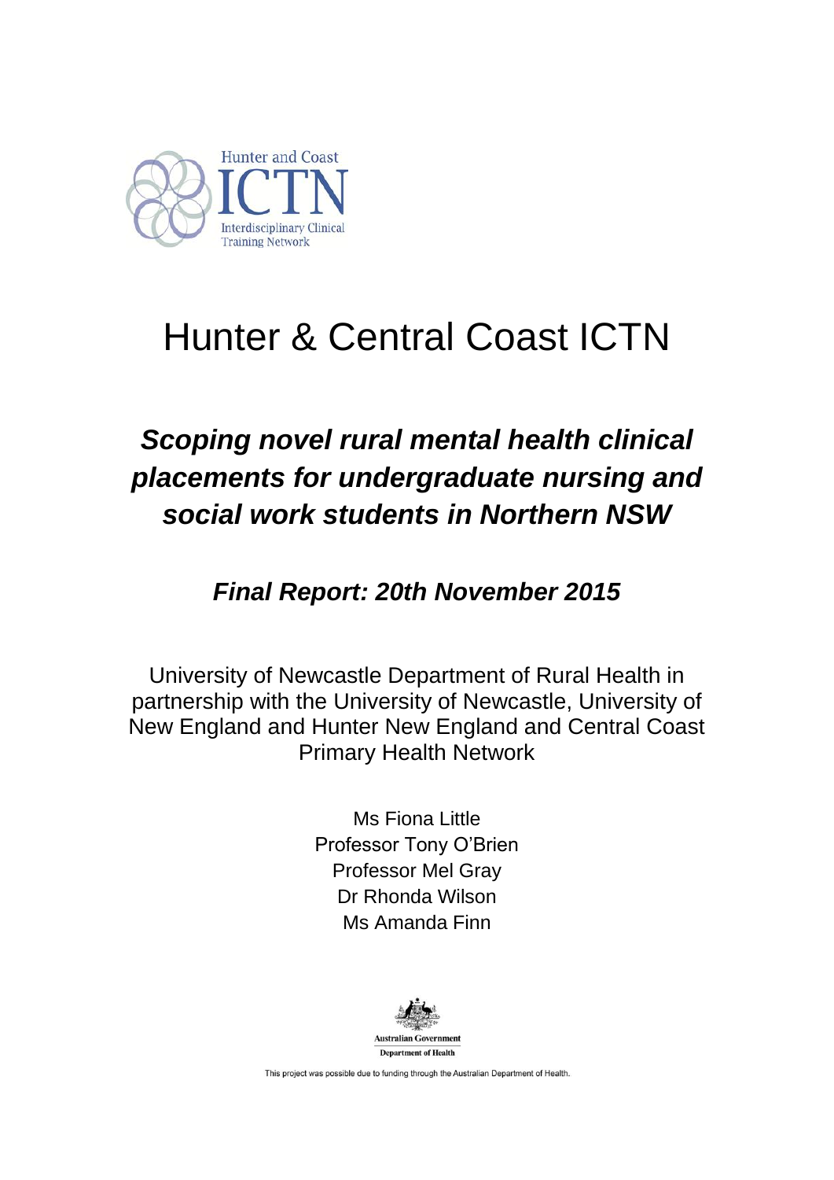Hunter and Coast

ICTN

Interdisciplinary Clinical Training Network

# Hunter & Central Coast ICTN

## *Scoping novel rural mental health clinical placements for undergraduate nursing and social work students in Northern NSW*

### *Final Report: 20th November 2015*

University of Newcastle Department of Rural Health in partnership with the University of Newcastle, University of New England and Hunter New England and Central Coast Primary Health Network

Ms Fiona Little
Professor Tony O'Brien
Professor Mel Gray
Dr Rhonda Wilson
Ms Amanda Finn

Australian Government
Department of Health

This project was possible due to funding through the Australian Department of Health.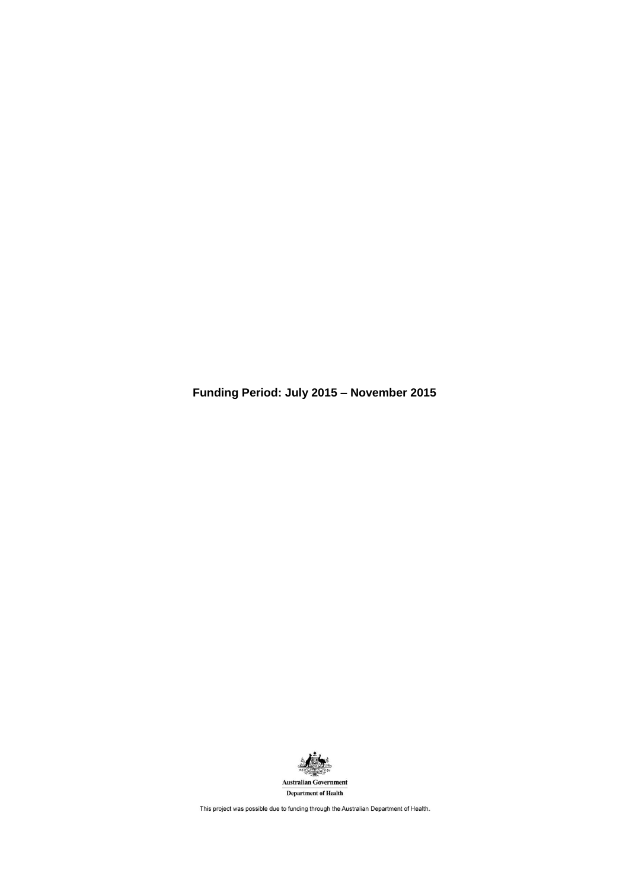**Funding Period: July 2015 – November 2015**

Australian Government

Department of Health

This project was possible due to funding through the Australian Department of Health.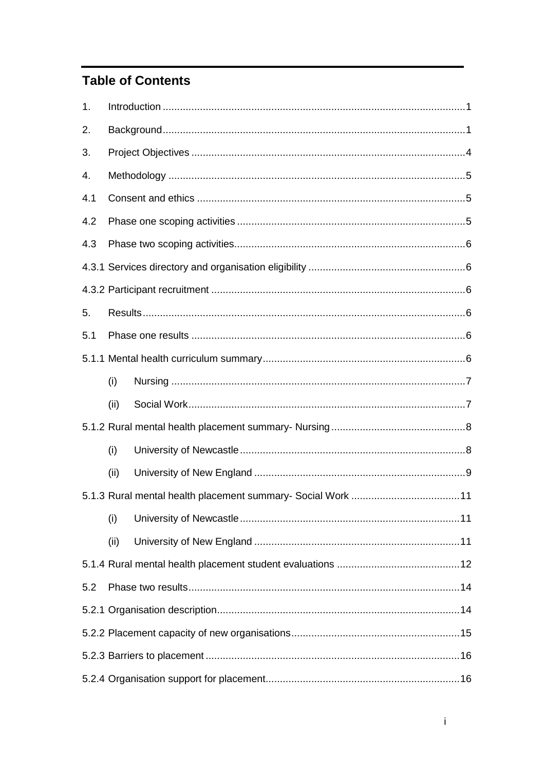## Table of Contents

1. Introduction ....................................................................................................1
2. Background......................................................................................................1
3. Project Objectives .............................................................................................4
4. Methodology ....................................................................................................5

4.1 Consent and ethics ..........................................................................................5

4.2 Phase one scoping activities ............................................................................5

4.3 Phase two scoping activities.............................................................................6

4.3.1 Services directory and organisation eligibility ...................................................6

4.3.2 Participant recruitment ....................................................................................6

5. Results.............................................................................................................6

5.1 Phase one results ............................................................................................6

5.1.1 Mental health curriculum summary..................................................................6

(i) Nursing ..................................................................................................7

(ii) Social Work.............................................................................................7

5.1.2 Rural mental health placement summary- Nursing ..........................................8

(i) University of Newcastle ...........................................................................8

(ii) University of New England ......................................................................9

5.1.3 Rural mental health placement summary- Social Work ..................................11

(i) University of Newcastle .........................................................................11

(ii) University of New England ....................................................................11

5.1.4 Rural mental health placement student evaluations .......................................12

5.2 Phase two results...........................................................................................14

5.2.1 Organisation description................................................................................14

5.2.2 Placement capacity of new organisations.......................................................15

5.2.3 Barriers to placement ....................................................................................16

5.2.4 Organisation support for placement................................................................16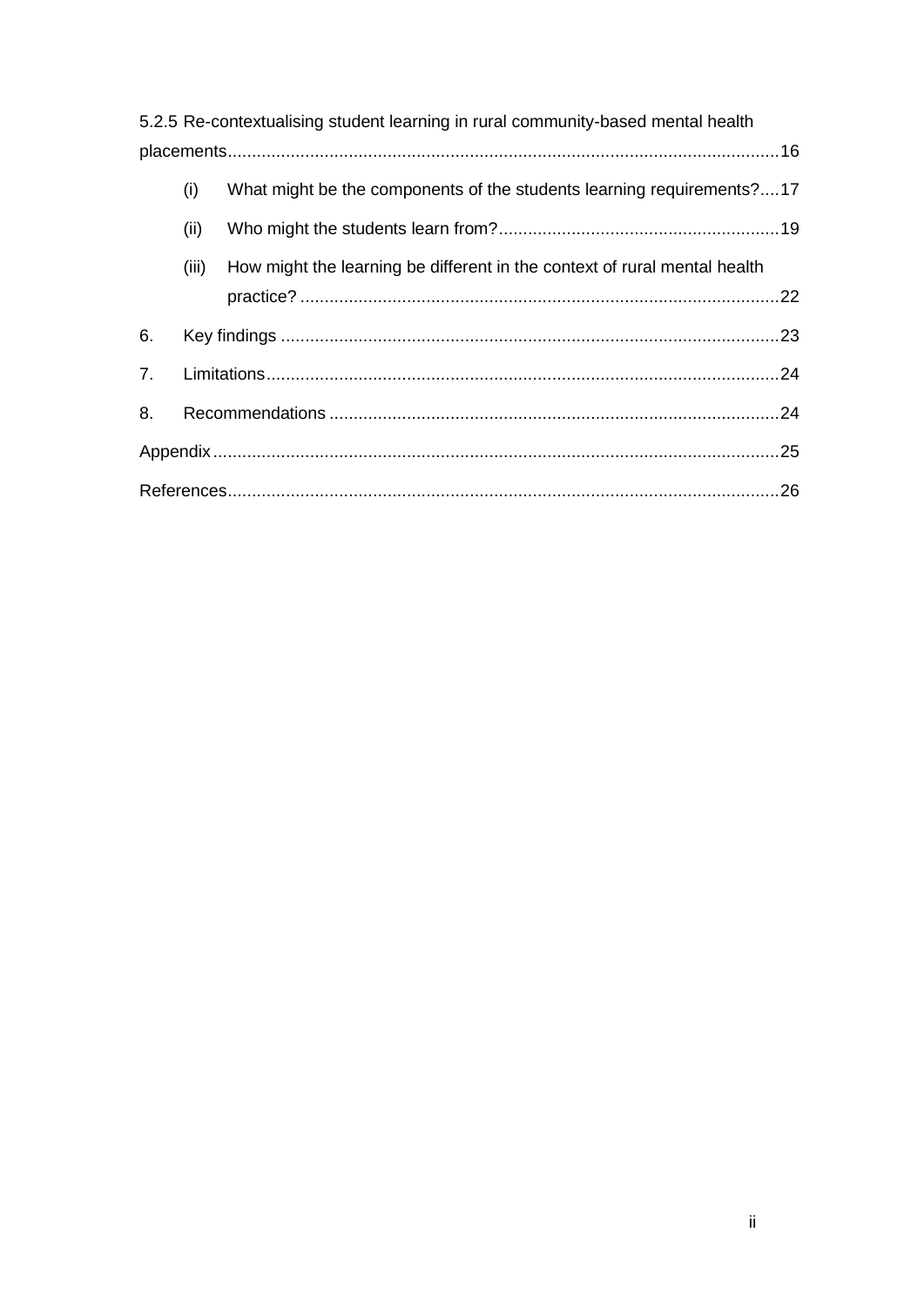5.2.5 Re-contextualising student learning in rural community-based mental health placements.................................................................................................................16

(i) What might be the components of the students learning requirements?....17

(ii) Who might the students learn from?..........................................................19

(iii) How might the learning be different in the context of rural mental health practice? ..................................................................................................22

6. Key findings .......................................................................................................23

7. Limitations.........................................................................................................24

8. Recommendations ............................................................................................24

Appendix....................................................................................................................25

References.................................................................................................................26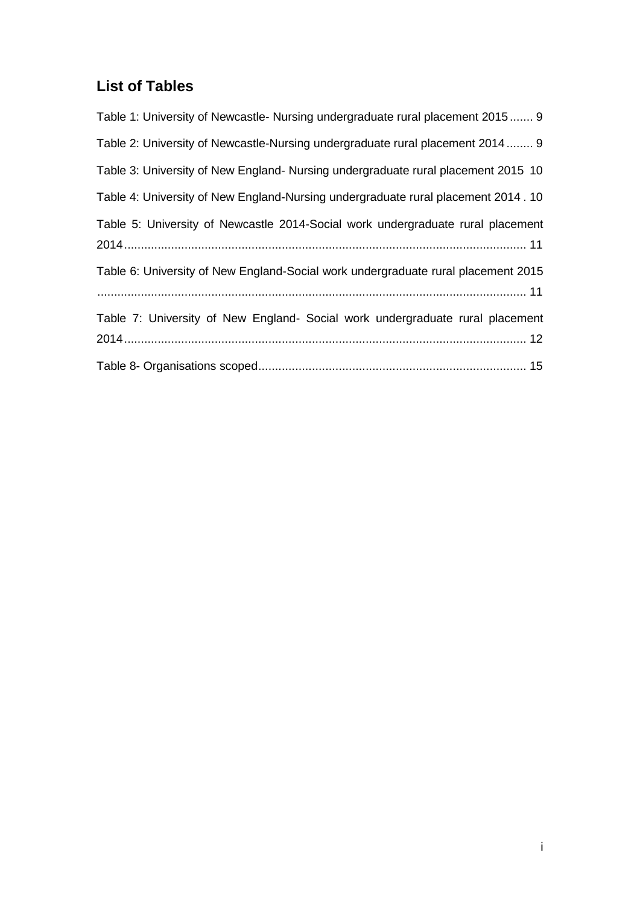## List of Tables

Table 1: University of Newcastle- Nursing undergraduate rural placement 2015 ....... 9

Table 2: University of Newcastle-Nursing undergraduate rural placement 2014 ........ 9

Table 3: University of New England- Nursing undergraduate rural placement 2015 10

Table 4: University of New England-Nursing undergraduate rural placement 2014 . 10

Table 5: University of Newcastle 2014-Social work undergraduate rural placement 2014 ........................................................................................................................ 11

Table 6: University of New England-Social work undergraduate rural placement 2015 ................................................................................................................................ 11

Table 7: University of New England- Social work undergraduate rural placement 2014 ........................................................................................................................ 12

Table 8- Organisations scoped ................................................................................ 15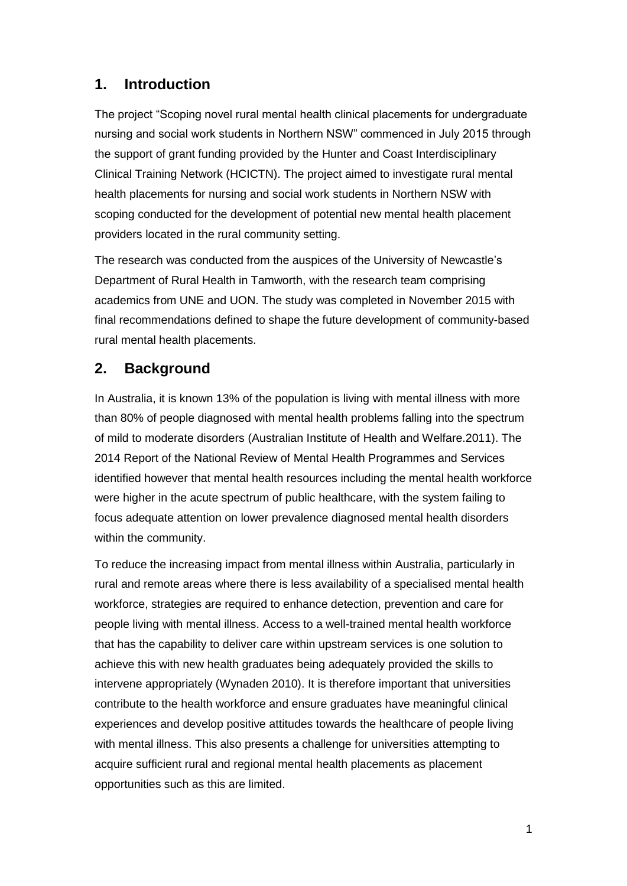## 1. Introduction

The project "Scoping novel rural mental health clinical placements for undergraduate nursing and social work students in Northern NSW" commenced in July 2015 through the support of grant funding provided by the Hunter and Coast Interdisciplinary Clinical Training Network (HCICTN). The project aimed to investigate rural mental health placements for nursing and social work students in Northern NSW with scoping conducted for the development of potential new mental health placement providers located in the rural community setting.

The research was conducted from the auspices of the University of Newcastle's Department of Rural Health in Tamworth, with the research team comprising academics from UNE and UON. The study was completed in November 2015 with final recommendations defined to shape the future development of community-based rural mental health placements.

## 2. Background

In Australia, it is known 13% of the population is living with mental illness with more than 80% of people diagnosed with mental health problems falling into the spectrum of mild to moderate disorders (Australian Institute of Health and Welfare.2011). The 2014 Report of the National Review of Mental Health Programmes and Services identified however that mental health resources including the mental health workforce were higher in the acute spectrum of public healthcare, with the system failing to focus adequate attention on lower prevalence diagnosed mental health disorders within the community.

To reduce the increasing impact from mental illness within Australia, particularly in rural and remote areas where there is less availability of a specialised mental health workforce, strategies are required to enhance detection, prevention and care for people living with mental illness. Access to a well-trained mental health workforce that has the capability to deliver care within upstream services is one solution to achieve this with new health graduates being adequately provided the skills to intervene appropriately (Wynaden 2010). It is therefore important that universities contribute to the health workforce and ensure graduates have meaningful clinical experiences and develop positive attitudes towards the healthcare of people living with mental illness. This also presents a challenge for universities attempting to acquire sufficient rural and regional mental health placements as placement opportunities such as this are limited.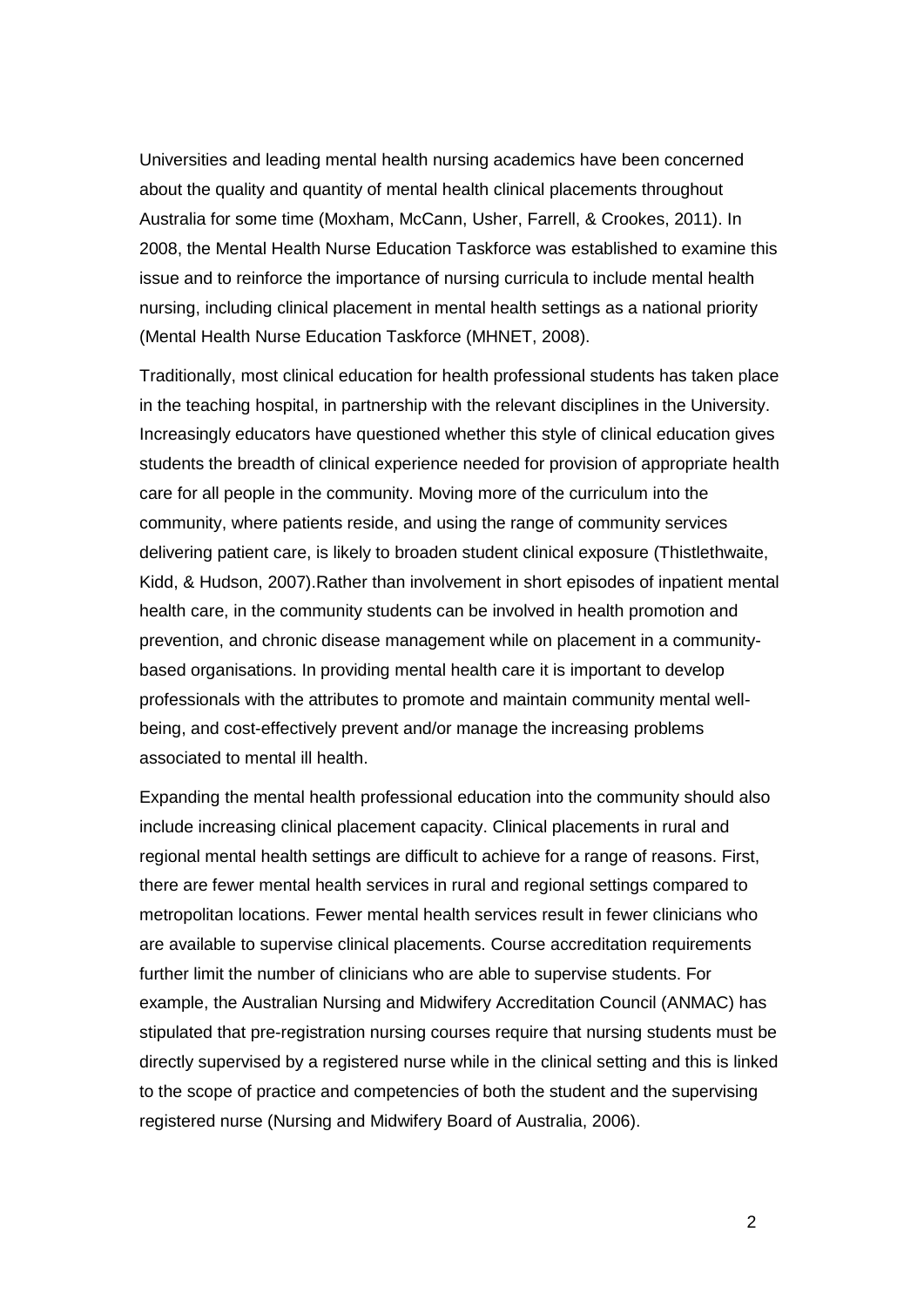Universities and leading mental health nursing academics have been concerned about the quality and quantity of mental health clinical placements throughout Australia for some time (Moxham, McCann, Usher, Farrell, & Crookes, 2011). In 2008, the Mental Health Nurse Education Taskforce was established to examine this issue and to reinforce the importance of nursing curricula to include mental health nursing, including clinical placement in mental health settings as a national priority (Mental Health Nurse Education Taskforce (MHNET, 2008).

Traditionally, most clinical education for health professional students has taken place in the teaching hospital, in partnership with the relevant disciplines in the University. Increasingly educators have questioned whether this style of clinical education gives students the breadth of clinical experience needed for provision of appropriate health care for all people in the community. Moving more of the curriculum into the community, where patients reside, and using the range of community services delivering patient care, is likely to broaden student clinical exposure (Thistlethwaite, Kidd, & Hudson, 2007).Rather than involvement in short episodes of inpatient mental health care, in the community students can be involved in health promotion and prevention, and chronic disease management while on placement in a community-based organisations. In providing mental health care it is important to develop professionals with the attributes to promote and maintain community mental well-being, and cost-effectively prevent and/or manage the increasing problems associated to mental ill health.

Expanding the mental health professional education into the community should also include increasing clinical placement capacity. Clinical placements in rural and regional mental health settings are difficult to achieve for a range of reasons. First, there are fewer mental health services in rural and regional settings compared to metropolitan locations. Fewer mental health services result in fewer clinicians who are available to supervise clinical placements. Course accreditation requirements further limit the number of clinicians who are able to supervise students. For example, the Australian Nursing and Midwifery Accreditation Council (ANMAC) has stipulated that pre-registration nursing courses require that nursing students must be directly supervised by a registered nurse while in the clinical setting and this is linked to the scope of practice and competencies of both the student and the supervising registered nurse (Nursing and Midwifery Board of Australia, 2006).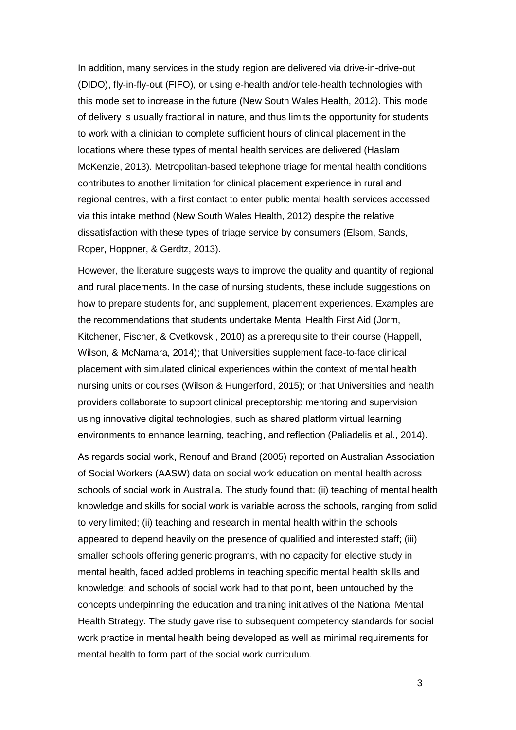In addition, many services in the study region are delivered via drive-in-drive-out (DIDO), fly-in-fly-out (FIFO), or using e-health and/or tele-health technologies with this mode set to increase in the future (New South Wales Health, 2012). This mode of delivery is usually fractional in nature, and thus limits the opportunity for students to work with a clinician to complete sufficient hours of clinical placement in the locations where these types of mental health services are delivered (Haslam McKenzie, 2013). Metropolitan-based telephone triage for mental health conditions contributes to another limitation for clinical placement experience in rural and regional centres, with a first contact to enter public mental health services accessed via this intake method (New South Wales Health, 2012) despite the relative dissatisfaction with these types of triage service by consumers (Elsom, Sands, Roper, Hoppner, & Gerdtz, 2013).

However, the literature suggests ways to improve the quality and quantity of regional and rural placements. In the case of nursing students, these include suggestions on how to prepare students for, and supplement, placement experiences. Examples are the recommendations that students undertake Mental Health First Aid (Jorm, Kitchener, Fischer, & Cvetkovski, 2010) as a prerequisite to their course (Happell, Wilson, & McNamara, 2014); that Universities supplement face-to-face clinical placement with simulated clinical experiences within the context of mental health nursing units or courses (Wilson & Hungerford, 2015); or that Universities and health providers collaborate to support clinical preceptorship mentoring and supervision using innovative digital technologies, such as shared platform virtual learning environments to enhance learning, teaching, and reflection (Paliadelis et al., 2014).

As regards social work, Renouf and Brand (2005) reported on Australian Association of Social Workers (AASW) data on social work education on mental health across schools of social work in Australia. The study found that: (ii) teaching of mental health knowledge and skills for social work is variable across the schools, ranging from solid to very limited; (ii) teaching and research in mental health within the schools appeared to depend heavily on the presence of qualified and interested staff; (iii) smaller schools offering generic programs, with no capacity for elective study in mental health, faced added problems in teaching specific mental health skills and knowledge; and schools of social work had to that point, been untouched by the concepts underpinning the education and training initiatives of the National Mental Health Strategy. The study gave rise to subsequent competency standards for social work practice in mental health being developed as well as minimal requirements for mental health to form part of the social work curriculum.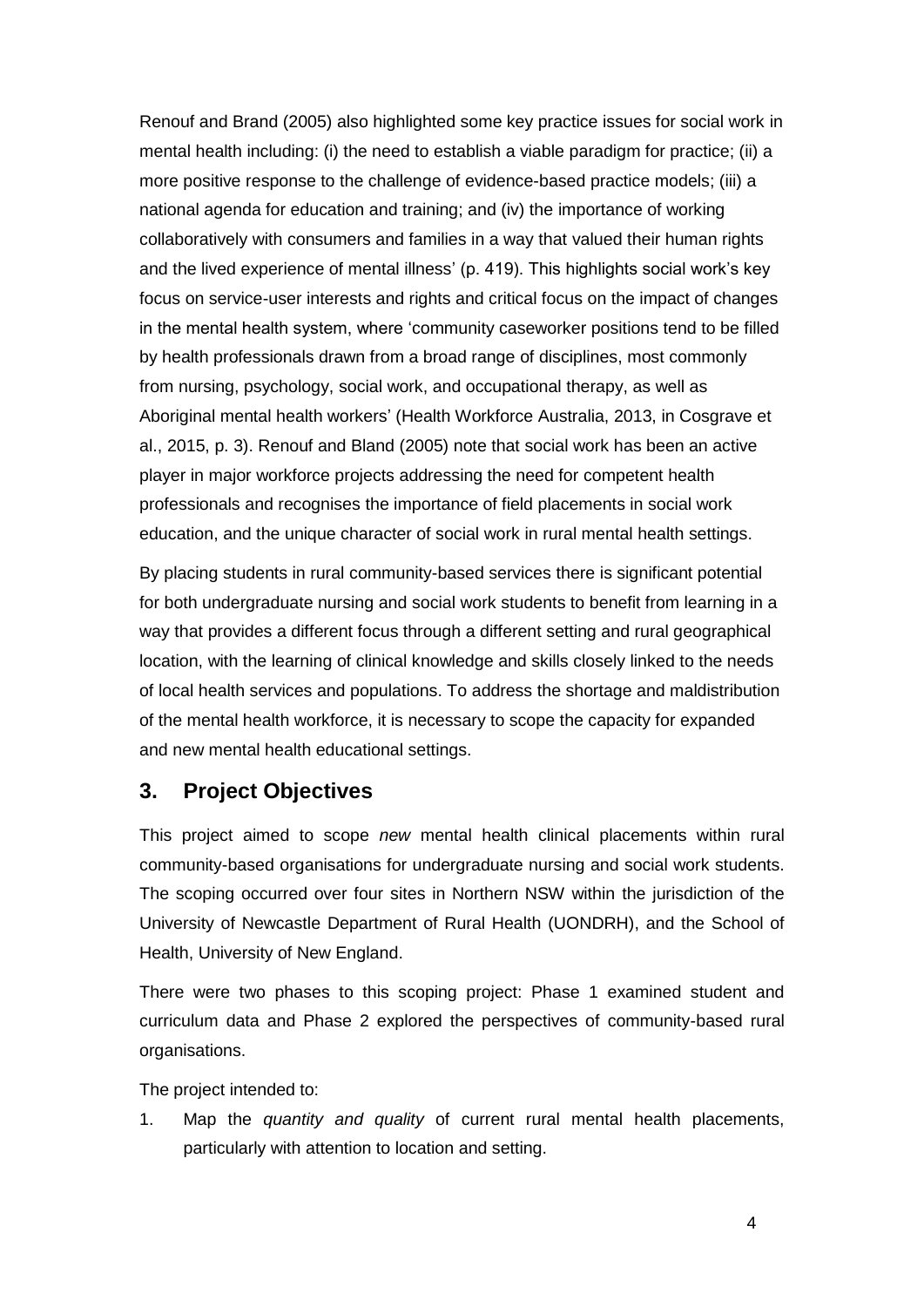Renouf and Brand (2005) also highlighted some key practice issues for social work in mental health including: (i) the need to establish a viable paradigm for practice; (ii) a more positive response to the challenge of evidence-based practice models; (iii) a national agenda for education and training; and (iv) the importance of working collaboratively with consumers and families in a way that valued their human rights and the lived experience of mental illness' (p. 419). This highlights social work's key focus on service-user interests and rights and critical focus on the impact of changes in the mental health system, where 'community caseworker positions tend to be filled by health professionals drawn from a broad range of disciplines, most commonly from nursing, psychology, social work, and occupational therapy, as well as Aboriginal mental health workers' (Health Workforce Australia, 2013, in Cosgrave et al., 2015, p. 3). Renouf and Bland (2005) note that social work has been an active player in major workforce projects addressing the need for competent health professionals and recognises the importance of field placements in social work education, and the unique character of social work in rural mental health settings.

By placing students in rural community-based services there is significant potential for both undergraduate nursing and social work students to benefit from learning in a way that provides a different focus through a different setting and rural geographical location, with the learning of clinical knowledge and skills closely linked to the needs of local health services and populations. To address the shortage and maldistribution of the mental health workforce, it is necessary to scope the capacity for expanded and new mental health educational settings.

## 3. Project Objectives

This project aimed to scope *new* mental health clinical placements within rural community-based organisations for undergraduate nursing and social work students. The scoping occurred over four sites in Northern NSW within the jurisdiction of the University of Newcastle Department of Rural Health (UONDRH), and the School of Health, University of New England.

There were two phases to this scoping project: Phase 1 examined student and curriculum data and Phase 2 explored the perspectives of community-based rural organisations.

The project intended to:

1. Map the *quantity and quality* of current rural mental health placements, particularly with attention to location and setting.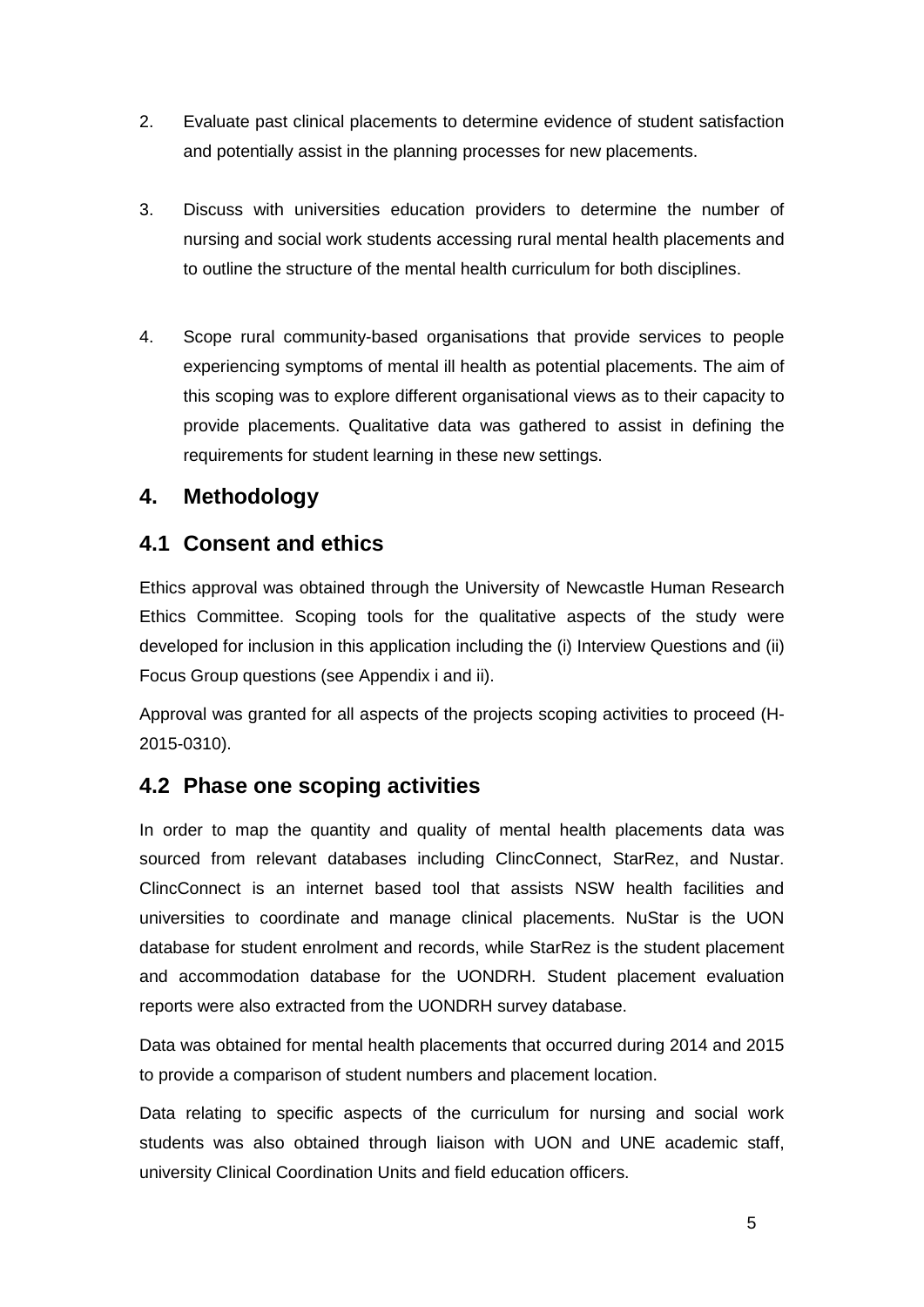2. Evaluate past clinical placements to determine evidence of student satisfaction and potentially assist in the planning processes for new placements.

3. Discuss with universities education providers to determine the number of nursing and social work students accessing rural mental health placements and to outline the structure of the mental health curriculum for both disciplines.

4. Scope rural community-based organisations that provide services to people experiencing symptoms of mental ill health as potential placements. The aim of this scoping was to explore different organisational views as to their capacity to provide placements. Qualitative data was gathered to assist in defining the requirements for student learning in these new settings.

## 4. Methodology

### 4.1 Consent and ethics

Ethics approval was obtained through the University of Newcastle Human Research Ethics Committee. Scoping tools for the qualitative aspects of the study were developed for inclusion in this application including the (i) Interview Questions and (ii) Focus Group questions (see Appendix i and ii).

Approval was granted for all aspects of the projects scoping activities to proceed (H-2015-0310).

### 4.2 Phase one scoping activities

In order to map the quantity and quality of mental health placements data was sourced from relevant databases including ClincConnect, StarRez, and Nustar. ClincConnect is an internet based tool that assists NSW health facilities and universities to coordinate and manage clinical placements. NuStar is the UON database for student enrolment and records, while StarRez is the student placement and accommodation database for the UONDRH. Student placement evaluation reports were also extracted from the UONDRH survey database.

Data was obtained for mental health placements that occurred during 2014 and 2015 to provide a comparison of student numbers and placement location.

Data relating to specific aspects of the curriculum for nursing and social work students was also obtained through liaison with UON and UNE academic staff, university Clinical Coordination Units and field education officers.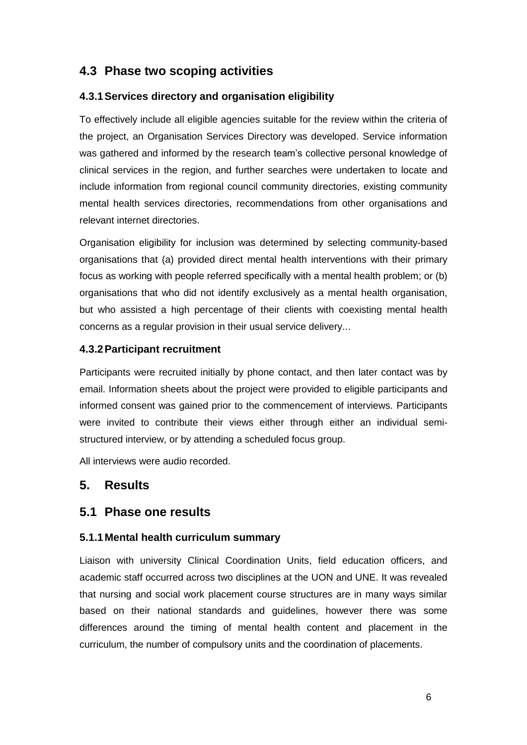## 4.3 Phase two scoping activities

### 4.3.1 Services directory and organisation eligibility

To effectively include all eligible agencies suitable for the review within the criteria of the project, an Organisation Services Directory was developed. Service information was gathered and informed by the research team's collective personal knowledge of clinical services in the region, and further searches were undertaken to locate and include information from regional council community directories, existing community mental health services directories, recommendations from other organisations and relevant internet directories.

Organisation eligibility for inclusion was determined by selecting community-based organisations that (a) provided direct mental health interventions with their primary focus as working with people referred specifically with a mental health problem; or (b) organisations that who did not identify exclusively as a mental health organisation, but who assisted a high percentage of their clients with coexisting mental health concerns as a regular provision in their usual service delivery...

### 4.3.2 Participant recruitment

Participants were recruited initially by phone contact, and then later contact was by email. Information sheets about the project were provided to eligible participants and informed consent was gained prior to the commencement of interviews. Participants were invited to contribute their views either through either an individual semi-structured interview, or by attending a scheduled focus group.

All interviews were audio recorded.

# 5. Results

## 5.1 Phase one results

### 5.1.1 Mental health curriculum summary

Liaison with university Clinical Coordination Units, field education officers, and academic staff occurred across two disciplines at the UON and UNE. It was revealed that nursing and social work placement course structures are in many ways similar based on their national standards and guidelines, however there was some differences around the timing of mental health content and placement in the curriculum, the number of compulsory units and the coordination of placements.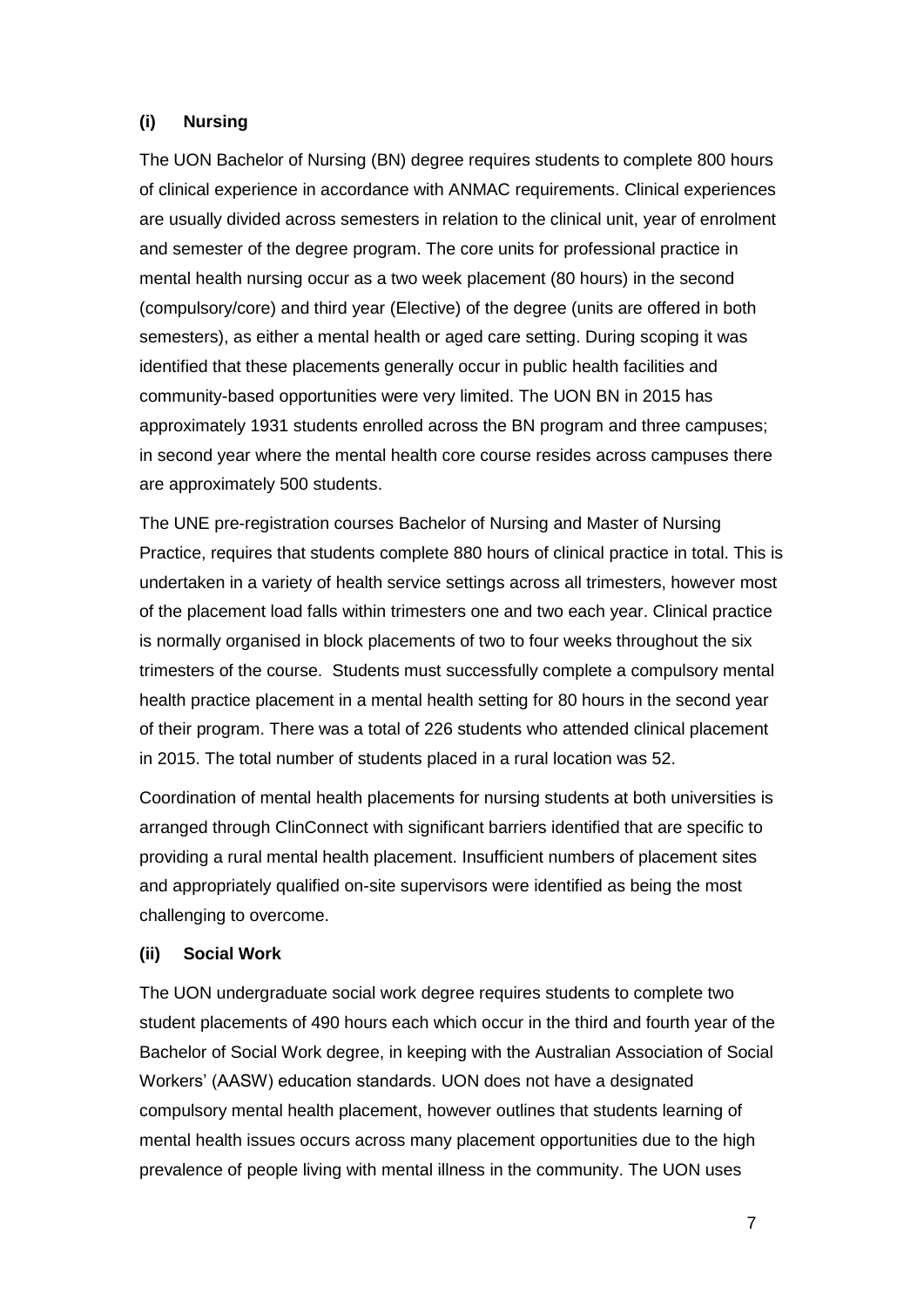### (i) Nursing

The UON Bachelor of Nursing (BN) degree requires students to complete 800 hours of clinical experience in accordance with ANMAC requirements. Clinical experiences are usually divided across semesters in relation to the clinical unit, year of enrolment and semester of the degree program. The core units for professional practice in mental health nursing occur as a two week placement (80 hours) in the second (compulsory/core) and third year (Elective) of the degree (units are offered in both semesters), as either a mental health or aged care setting. During scoping it was identified that these placements generally occur in public health facilities and community-based opportunities were very limited. The UON BN in 2015 has approximately 1931 students enrolled across the BN program and three campuses; in second year where the mental health core course resides across campuses there are approximately 500 students.

The UNE pre-registration courses Bachelor of Nursing and Master of Nursing Practice, requires that students complete 880 hours of clinical practice in total. This is undertaken in a variety of health service settings across all trimesters, however most of the placement load falls within trimesters one and two each year. Clinical practice is normally organised in block placements of two to four weeks throughout the six trimesters of the course. Students must successfully complete a compulsory mental health practice placement in a mental health setting for 80 hours in the second year of their program. There was a total of 226 students who attended clinical placement in 2015. The total number of students placed in a rural location was 52.

Coordination of mental health placements for nursing students at both universities is arranged through ClinConnect with significant barriers identified that are specific to providing a rural mental health placement. Insufficient numbers of placement sites and appropriately qualified on-site supervisors were identified as being the most challenging to overcome.

### (ii) Social Work

The UON undergraduate social work degree requires students to complete two student placements of 490 hours each which occur in the third and fourth year of the Bachelor of Social Work degree, in keeping with the Australian Association of Social Workers' (AASW) education standards. UON does not have a designated compulsory mental health placement, however outlines that students learning of mental health issues occurs across many placement opportunities due to the high prevalence of people living with mental illness in the community. The UON uses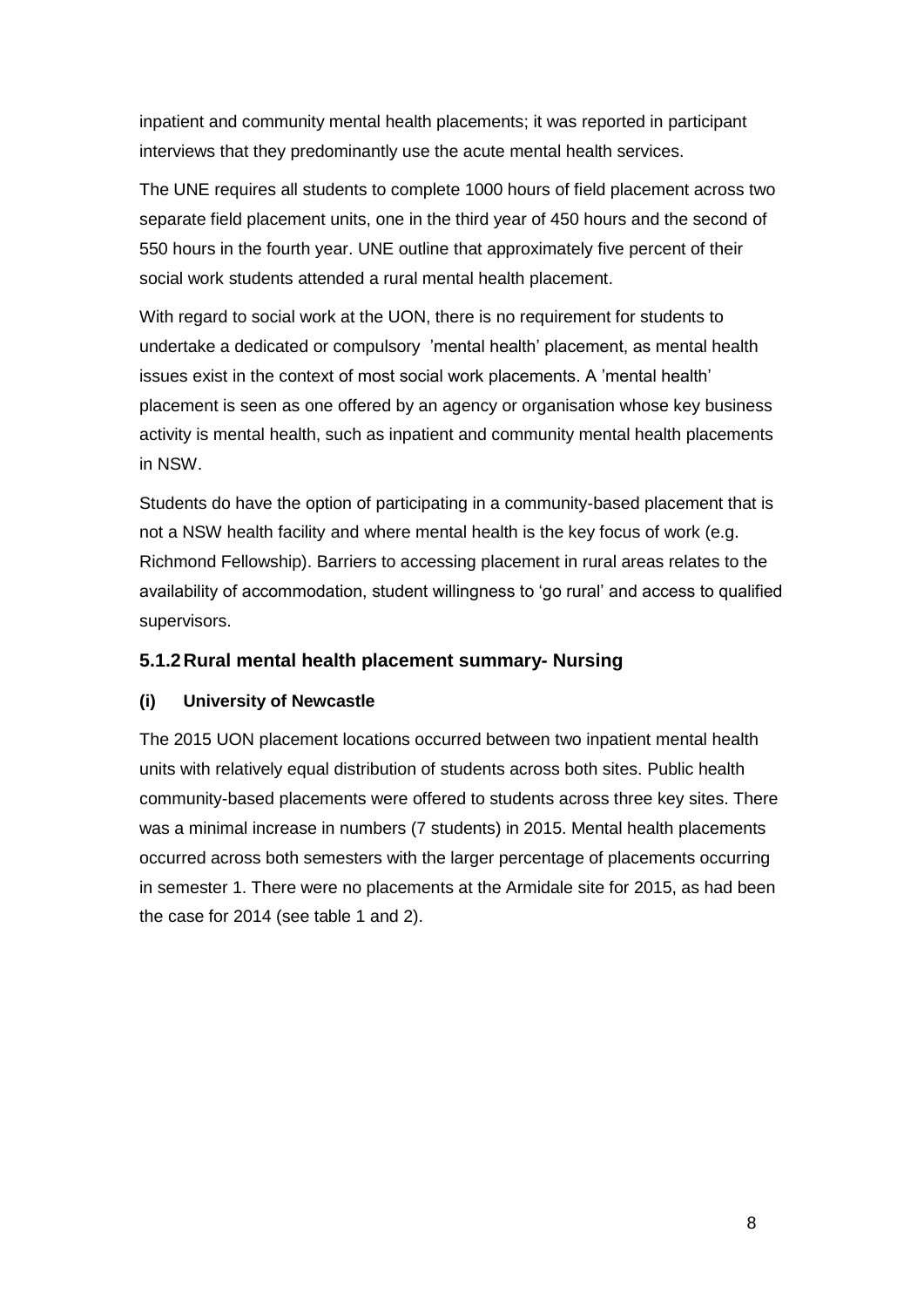inpatient and community mental health placements; it was reported in participant interviews that they predominantly use the acute mental health services.

The UNE requires all students to complete 1000 hours of field placement across two separate field placement units, one in the third year of 450 hours and the second of 550 hours in the fourth year. UNE outline that approximately five percent of their social work students attended a rural mental health placement.

With regard to social work at the UON, there is no requirement for students to undertake a dedicated or compulsory 'mental health' placement, as mental health issues exist in the context of most social work placements. A 'mental health' placement is seen as one offered by an agency or organisation whose key business activity is mental health, such as inpatient and community mental health placements in NSW.

Students do have the option of participating in a community-based placement that is not a NSW health facility and where mental health is the key focus of work (e.g. Richmond Fellowship). Barriers to accessing placement in rural areas relates to the availability of accommodation, student willingness to 'go rural' and access to qualified supervisors.

### 5.1.2 Rural mental health placement summary- Nursing

#### (i) University of Newcastle

The 2015 UON placement locations occurred between two inpatient mental health units with relatively equal distribution of students across both sites. Public health community-based placements were offered to students across three key sites. There was a minimal increase in numbers (7 students) in 2015. Mental health placements occurred across both semesters with the larger percentage of placements occurring in semester 1. There were no placements at the Armidale site for 2015, as had been the case for 2014 (see table 1 and 2).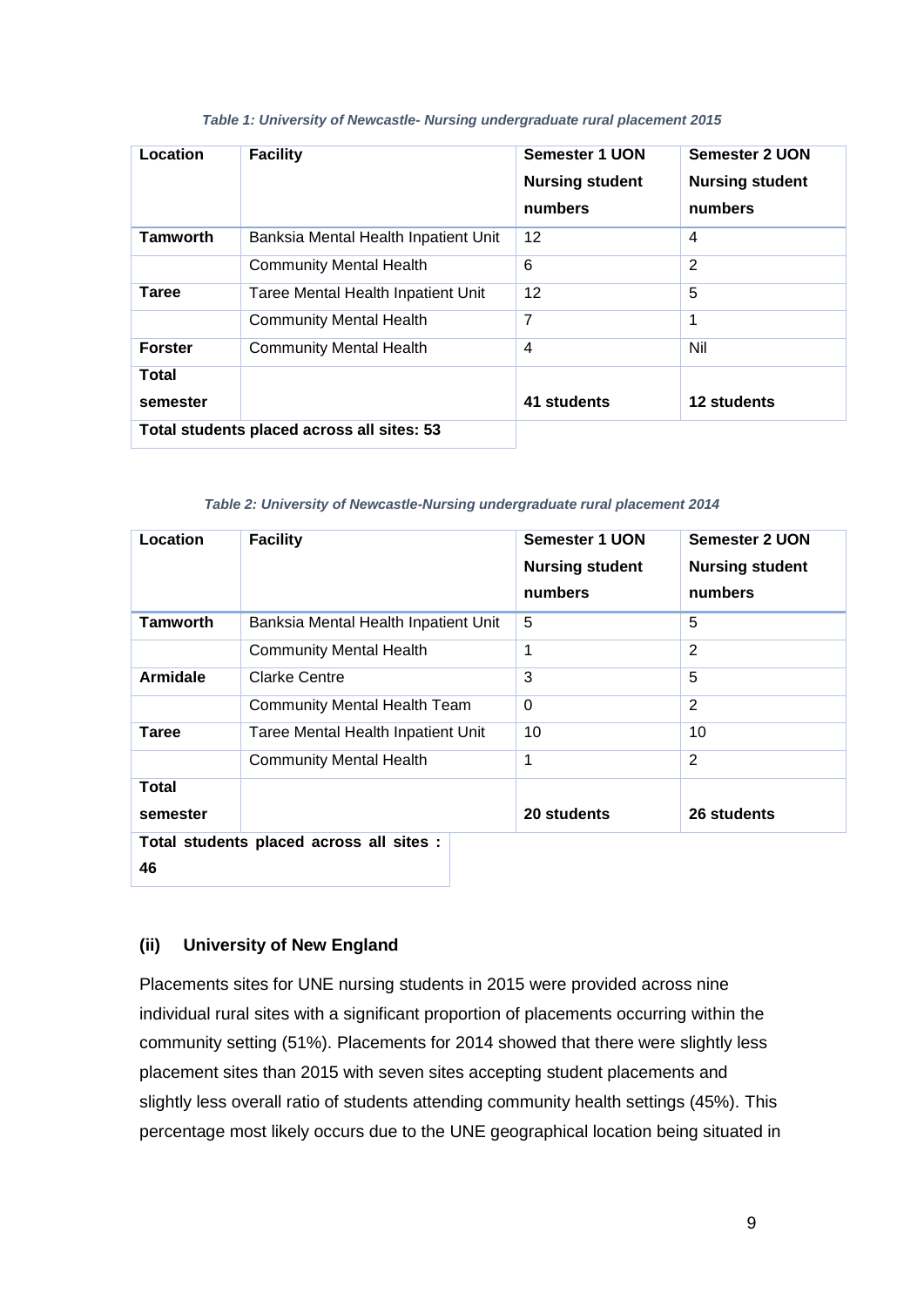*Table 1: University of Newcastle- Nursing undergraduate rural placement 2015*

| Location | Facility | Semester 1 UON Nursing student numbers | Semester 2 UON Nursing student numbers |
|---|---|---|---|
| **Tamworth** | Banksia Mental Health Inpatient Unit | 12 | 4 |
| | Community Mental Health | 6 | 2 |
| **Taree** | Taree Mental Health Inpatient Unit | 12 | 5 |
| | Community Mental Health | 7 | 1 |
| **Forster** | Community Mental Health | 4 | Nil |
| **Total semester** | | **41 students** | **12 students** |
| **Total students placed across all sites: 53** | | | |

*Table 2: University of Newcastle-Nursing undergraduate rural placement 2014*

| Location | Facility | Semester 1 UON Nursing student numbers | Semester 2 UON Nursing student numbers |
|---|---|---|---|
| **Tamworth** | Banksia Mental Health Inpatient Unit | 5 | 5 |
| | Community Mental Health | 1 | 2 |
| **Armidale** | Clarke Centre | 3 | 5 |
| | Community Mental Health Team | 0 | 2 |
| **Taree** | Taree Mental Health Inpatient Unit | 10 | 10 |
| | Community Mental Health | 1 | 2 |
| **Total semester** | | **20 students** | **26 students** |
| **Total students placed across all sites : 46** | | | |

### (ii) University of New England

Placements sites for UNE nursing students in 2015 were provided across nine individual rural sites with a significant proportion of placements occurring within the community setting (51%). Placements for 2014 showed that there were slightly less placement sites than 2015 with seven sites accepting student placements and slightly less overall ratio of students attending community health settings (45%). This percentage most likely occurs due to the UNE geographical location being situated in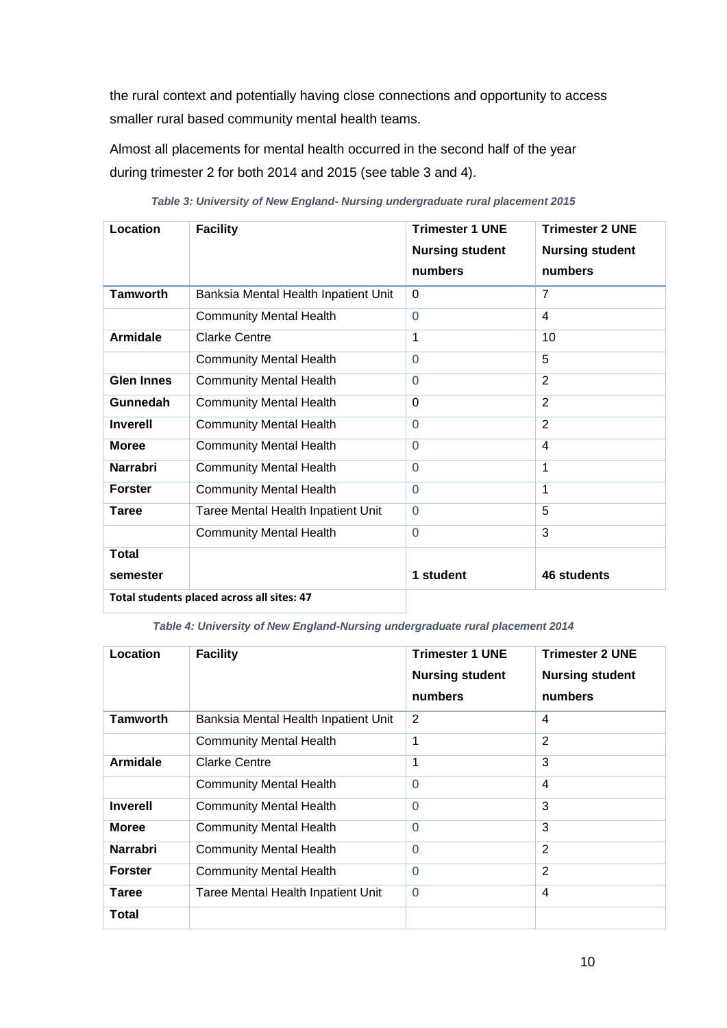the rural context and potentially having close connections and opportunity to access smaller rural based community mental health teams.

Almost all placements for mental health occurred in the second half of the year during trimester 2 for both 2014 and 2015 (see table 3 and 4).

*Table 3: University of New England- Nursing undergraduate rural placement 2015*

| Location | Facility | Trimester 1 UNE Nursing student numbers | Trimester 2 UNE Nursing student numbers |
|---|---|---|---|
| **Tamworth** | Banksia Mental Health Inpatient Unit | 0 | 7 |
| | Community Mental Health | 0 | 4 |
| **Armidale** | Clarke Centre | 1 | 10 |
| | Community Mental Health | 0 | 5 |
| **Glen Innes** | Community Mental Health | 0 | 2 |
| **Gunnedah** | Community Mental Health | 0 | 2 |
| **Inverell** | Community Mental Health | 0 | 2 |
| **Moree** | Community Mental Health | 0 | 4 |
| **Narrabri** | Community Mental Health | 0 | 1 |
| **Forster** | Community Mental Health | 0 | 1 |
| **Taree** | Taree Mental Health Inpatient Unit | 0 | 5 |
| | Community Mental Health | 0 | 3 |
| **Total semester** | | **1 student** | **46 students** |
| **Total students placed across all sites: 47** | | | |

*Table 4: University of New England-Nursing undergraduate rural placement 2014*

| Location | Facility | Trimester 1 UNE Nursing student numbers | Trimester 2 UNE Nursing student numbers |
|---|---|---|---|
| **Tamworth** | Banksia Mental Health Inpatient Unit | 2 | 4 |
| | Community Mental Health | 1 | 2 |
| **Armidale** | Clarke Centre | 1 | 3 |
| | Community Mental Health | 0 | 4 |
| **Inverell** | Community Mental Health | 0 | 3 |
| **Moree** | Community Mental Health | 0 | 3 |
| **Narrabri** | Community Mental Health | 0 | 2 |
| **Forster** | Community Mental Health | 0 | 2 |
| **Taree** | Taree Mental Health Inpatient Unit | 0 | 4 |
| **Total** | | | |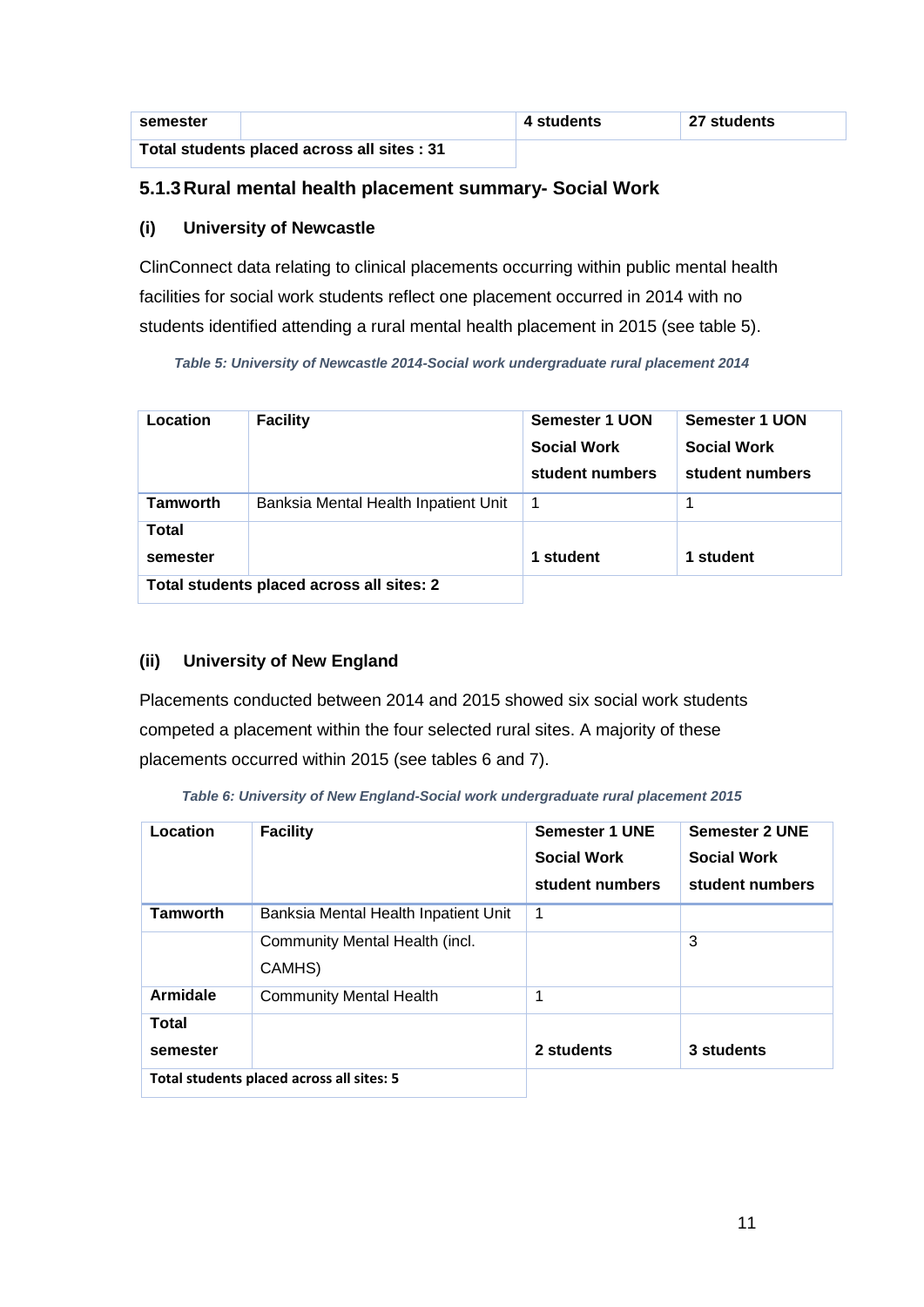| semester | | 4 students | 27 students |
|---|---|---|---|
| Total students placed across all sites : 31 | | | |

### 5.1.3 Rural mental health placement summary- Social Work

#### (i) University of Newcastle

ClinConnect data relating to clinical placements occurring within public mental health facilities for social work students reflect one placement occurred in 2014 with no students identified attending a rural mental health placement in 2015 (see table 5).

*Table 5: University of Newcastle 2014-Social work undergraduate rural placement 2014*

| Location | Facility | Semester 1 UON Social Work student numbers | Semester 1 UON Social Work student numbers |
|---|---|---|---|
| **Tamworth** | Banksia Mental Health Inpatient Unit | 1 | 1 |
| **Total semester** | | **1 student** | **1 student** |
| **Total students placed across all sites: 2** | | | |

#### (ii) University of New England

Placements conducted between 2014 and 2015 showed six social work students competed a placement within the four selected rural sites. A majority of these placements occurred within 2015 (see tables 6 and 7).

*Table 6: University of New England-Social work undergraduate rural placement 2015*

| Location | Facility | Semester 1 UNE Social Work student numbers | Semester 2 UNE Social Work student numbers |
|---|---|---|---|
| **Tamworth** | Banksia Mental Health Inpatient Unit | 1 | |
| | Community Mental Health (incl. CAMHS) | | 3 |
| **Armidale** | Community Mental Health | 1 | |
| **Total semester** | | **2 students** | **3 students** |
| **Total students placed across all sites: 5** | | | |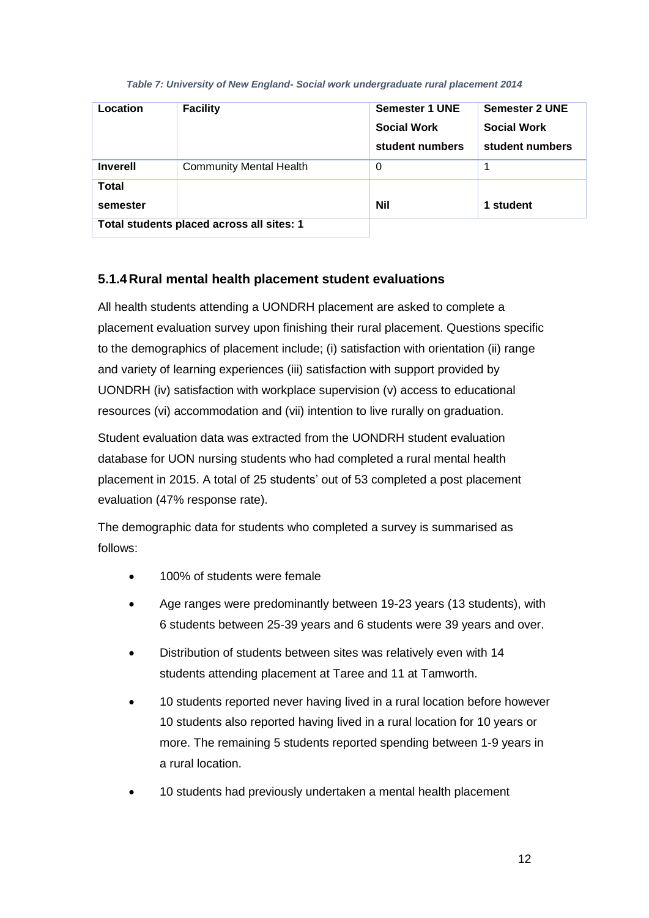*Table 7: University of New England- Social work undergraduate rural placement 2014*

| Location | Facility | Semester 1 UNE Social Work student numbers | Semester 2 UNE Social Work student numbers |
|---|---|---|---|
| **Inverell** | Community Mental Health | 0 | 1 |
| **Total semester** | | **Nil** | **1 student** |
| **Total students placed across all sites: 1** | | | |

### 5.1.4 Rural mental health placement student evaluations

All health students attending a UONDRH placement are asked to complete a placement evaluation survey upon finishing their rural placement. Questions specific to the demographics of placement include; (i) satisfaction with orientation (ii) range and variety of learning experiences (iii) satisfaction with support provided by UONDRH (iv) satisfaction with workplace supervision (v) access to educational resources (vi) accommodation and (vii) intention to live rurally on graduation.

Student evaluation data was extracted from the UONDRH student evaluation database for UON nursing students who had completed a rural mental health placement in 2015. A total of 25 students' out of 53 completed a post placement evaluation (47% response rate).

The demographic data for students who completed a survey is summarised as follows:

- 100% of students were female
- Age ranges were predominantly between 19-23 years (13 students), with 6 students between 25-39 years and 6 students were 39 years and over.
- Distribution of students between sites was relatively even with 14 students attending placement at Taree and 11 at Tamworth.
- 10 students reported never having lived in a rural location before however 10 students also reported having lived in a rural location for 10 years or more. The remaining 5 students reported spending between 1-9 years in a rural location.
- 10 students had previously undertaken a mental health placement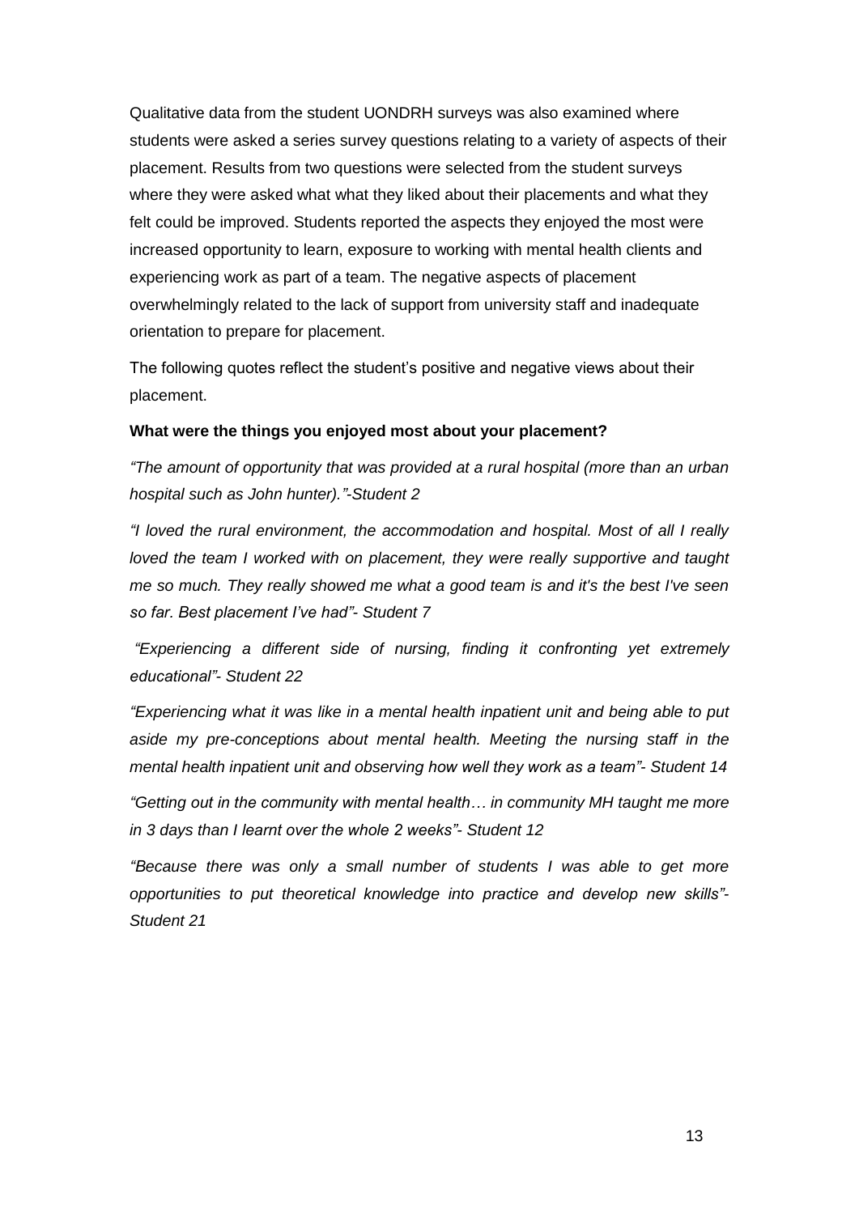Qualitative data from the student UONDRH surveys was also examined where students were asked a series survey questions relating to a variety of aspects of their placement. Results from two questions were selected from the student surveys where they were asked what what they liked about their placements and what they felt could be improved. Students reported the aspects they enjoyed the most were increased opportunity to learn, exposure to working with mental health clients and experiencing work as part of a team. The negative aspects of placement overwhelmingly related to the lack of support from university staff and inadequate orientation to prepare for placement.

The following quotes reflect the student's positive and negative views about their placement.

**What were the things you enjoyed most about your placement?**

*"The amount of opportunity that was provided at a rural hospital (more than an urban hospital such as John hunter)."-Student 2*

*"I loved the rural environment, the accommodation and hospital. Most of all I really loved the team I worked with on placement, they were really supportive and taught me so much. They really showed me what a good team is and it's the best I've seen so far. Best placement I've had"- Student 7*

*"Experiencing a different side of nursing, finding it confronting yet extremely educational"- Student 22*

*"Experiencing what it was like in a mental health inpatient unit and being able to put aside my pre-conceptions about mental health. Meeting the nursing staff in the mental health inpatient unit and observing how well they work as a team"- Student 14*

*"Getting out in the community with mental health… in community MH taught me more in 3 days than I learnt over the whole 2 weeks"- Student 12*

*"Because there was only a small number of students I was able to get more opportunities to put theoretical knowledge into practice and develop new skills"- Student 21*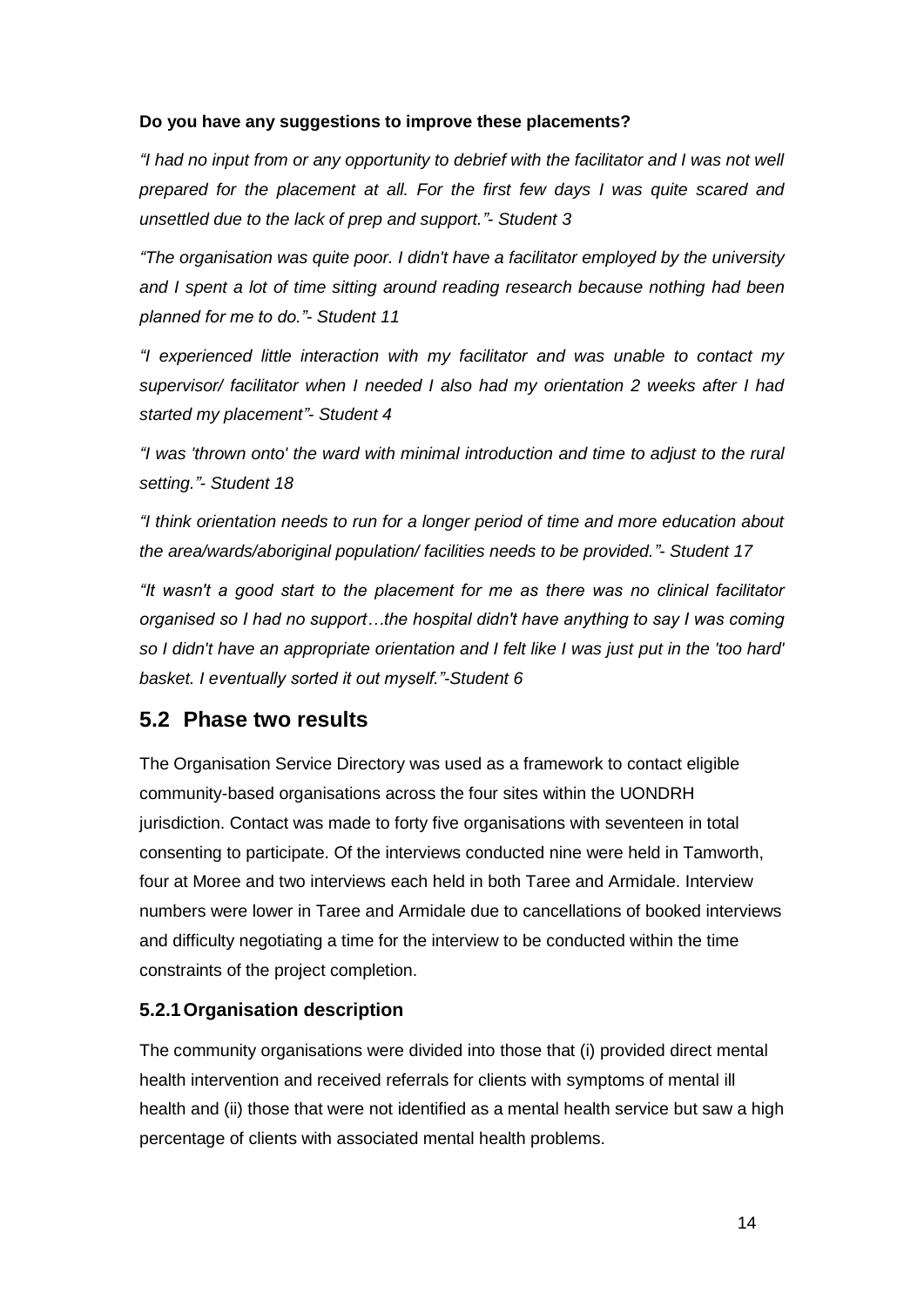**Do you have any suggestions to improve these placements?**

*"I had no input from or any opportunity to debrief with the facilitator and I was not well prepared for the placement at all. For the first few days I was quite scared and unsettled due to the lack of prep and support."- Student 3*

*"The organisation was quite poor. I didn't have a facilitator employed by the university and I spent a lot of time sitting around reading research because nothing had been planned for me to do."- Student 11*

*"I experienced little interaction with my facilitator and was unable to contact my supervisor/ facilitator when I needed I also had my orientation 2 weeks after I had started my placement"- Student 4*

*"I was 'thrown onto' the ward with minimal introduction and time to adjust to the rural setting."- Student 18*

*"I think orientation needs to run for a longer period of time and more education about the area/wards/aboriginal population/ facilities needs to be provided."- Student 17*

*"It wasn't a good start to the placement for me as there was no clinical facilitator organised so I had no support…the hospital didn't have anything to say I was coming so I didn't have an appropriate orientation and I felt like I was just put in the 'too hard' basket. I eventually sorted it out myself."-Student 6*

## 5.2 Phase two results

The Organisation Service Directory was used as a framework to contact eligible community-based organisations across the four sites within the UONDRH jurisdiction. Contact was made to forty five organisations with seventeen in total consenting to participate. Of the interviews conducted nine were held in Tamworth, four at Moree and two interviews each held in both Taree and Armidale. Interview numbers were lower in Taree and Armidale due to cancellations of booked interviews and difficulty negotiating a time for the interview to be conducted within the time constraints of the project completion.

### 5.2.1 Organisation description

The community organisations were divided into those that (i) provided direct mental health intervention and received referrals for clients with symptoms of mental ill health and (ii) those that were not identified as a mental health service but saw a high percentage of clients with associated mental health problems.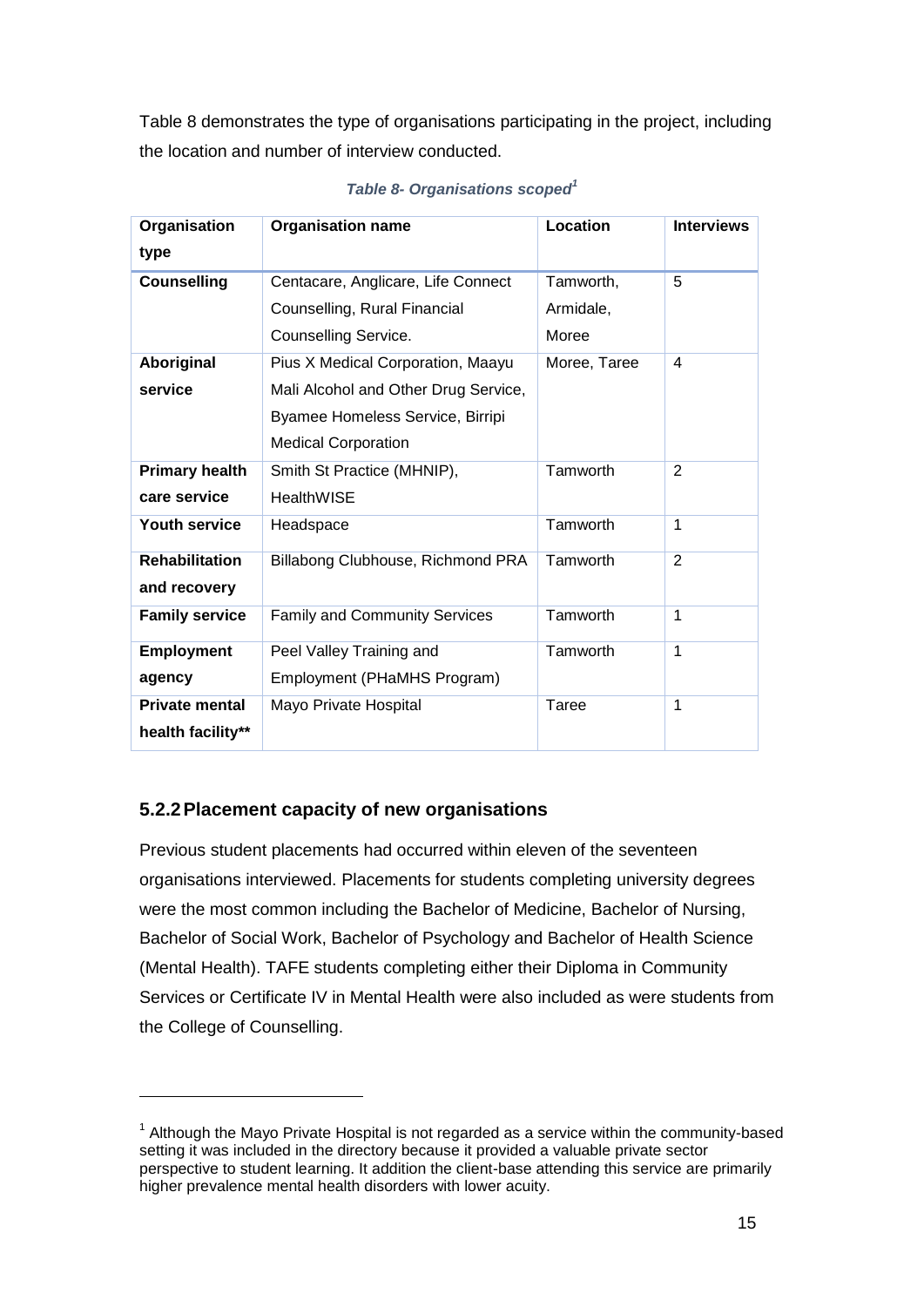Table 8 demonstrates the type of organisations participating in the project, including the location and number of interview conducted.

***Table 8- Organisations scoped[1]***

| Organisation type | Organisation name | Location | Interviews |
|---|---|---|---|
| **Counselling** | Centacare, Anglicare, Life Connect Counselling, Rural Financial Counselling Service. | Tamworth, Armidale, Moree | 5 |
| **Aboriginal service** | Pius X Medical Corporation, Maayu Mali Alcohol and Other Drug Service, Byamee Homeless Service, Birripi Medical Corporation | Moree, Taree | 4 |
| **Primary health care service** | Smith St Practice (MHNIP), HealthWISE | Tamworth | 2 |
| **Youth service** | Headspace | Tamworth | 1 |
| **Rehabilitation and recovery** | Billabong Clubhouse, Richmond PRA | Tamworth | 2 |
| **Family service** | Family and Community Services | Tamworth | 1 |
| **Employment agency** | Peel Valley Training and Employment (PHaMHS Program) | Tamworth | 1 |
| **Private mental health facility**** | Mayo Private Hospital | Taree | 1 |

### 5.2.2 Placement capacity of new organisations

Previous student placements had occurred within eleven of the seventeen organisations interviewed. Placements for students completing university degrees were the most common including the Bachelor of Medicine, Bachelor of Nursing, Bachelor of Social Work, Bachelor of Psychology and Bachelor of Health Science (Mental Health). TAFE students completing either their Diploma in Community Services or Certificate IV in Mental Health were also included as were students from the College of Counselling.

[1] Although the Mayo Private Hospital is not regarded as a service within the community-based setting it was included in the directory because it provided a valuable private sector perspective to student learning. It addition the client-base attending this service are primarily higher prevalence mental health disorders with lower acuity.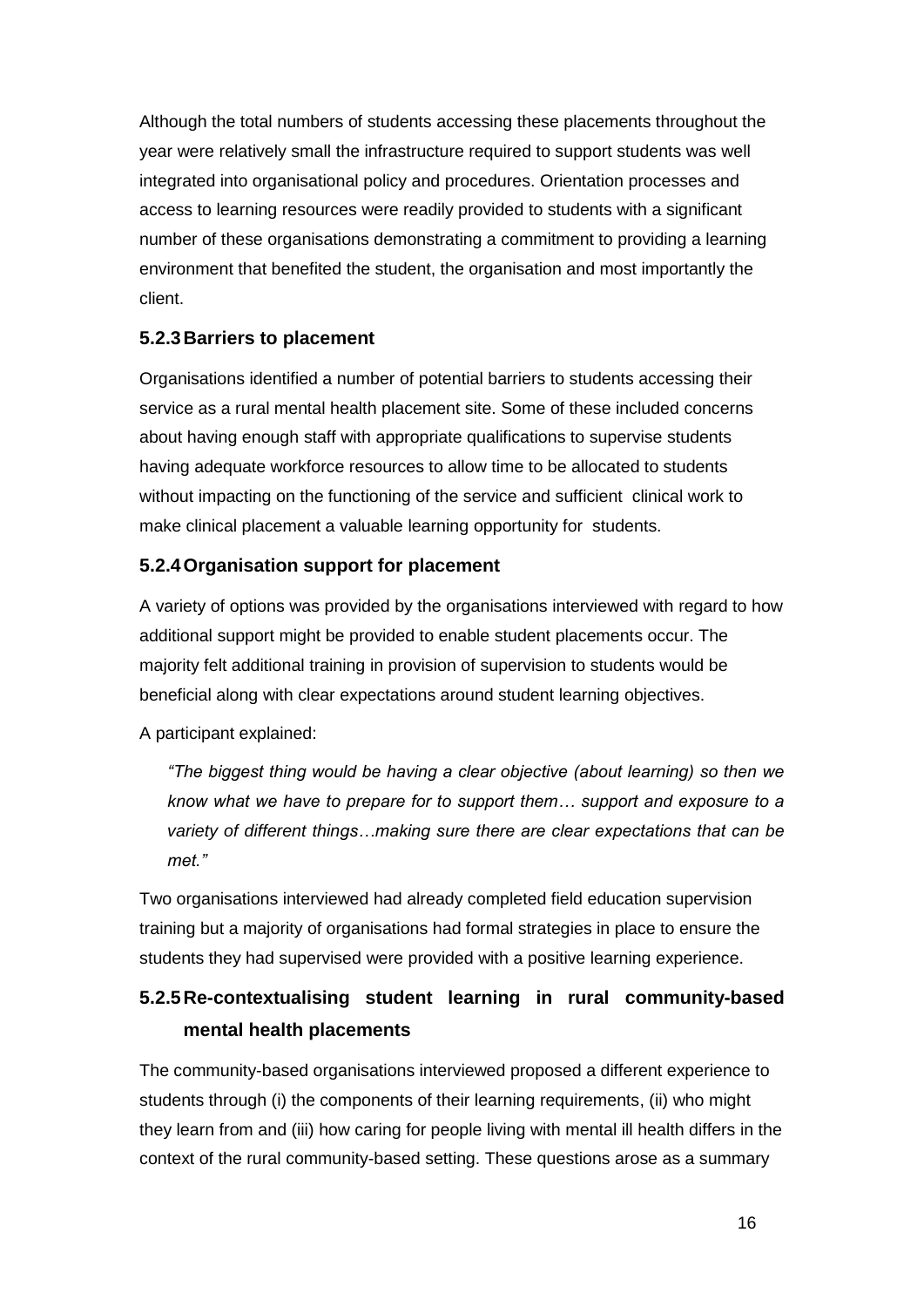Although the total numbers of students accessing these placements throughout the year were relatively small the infrastructure required to support students was well integrated into organisational policy and procedures. Orientation processes and access to learning resources were readily provided to students with a significant number of these organisations demonstrating a commitment to providing a learning environment that benefited the student, the organisation and most importantly the client.

### 5.2.3 Barriers to placement

Organisations identified a number of potential barriers to students accessing their service as a rural mental health placement site. Some of these included concerns about having enough staff with appropriate qualifications to supervise students having adequate workforce resources to allow time to be allocated to students without impacting on the functioning of the service and sufficient clinical work to make clinical placement a valuable learning opportunity for students.

### 5.2.4 Organisation support for placement

A variety of options was provided by the organisations interviewed with regard to how additional support might be provided to enable student placements occur. The majority felt additional training in provision of supervision to students would be beneficial along with clear expectations around student learning objectives.

A participant explained:

> *"The biggest thing would be having a clear objective (about learning) so then we know what we have to prepare for to support them… support and exposure to a variety of different things…making sure there are clear expectations that can be met."*

Two organisations interviewed had already completed field education supervision training but a majority of organisations had formal strategies in place to ensure the students they had supervised were provided with a positive learning experience.

### 5.2.5 Re-contextualising student learning in rural community-based mental health placements

The community-based organisations interviewed proposed a different experience to students through (i) the components of their learning requirements, (ii) who might they learn from and (iii) how caring for people living with mental ill health differs in the context of the rural community-based setting. These questions arose as a summary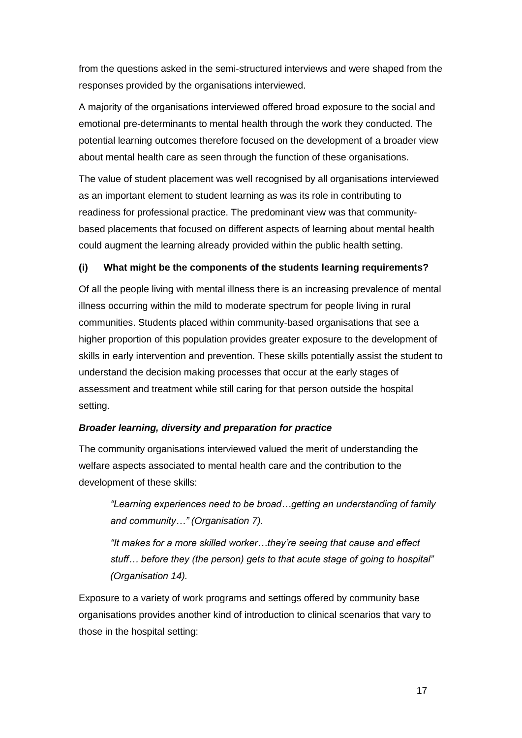from the questions asked in the semi-structured interviews and were shaped from the responses provided by the organisations interviewed.

A majority of the organisations interviewed offered broad exposure to the social and emotional pre-determinants to mental health through the work they conducted. The potential learning outcomes therefore focused on the development of a broader view about mental health care as seen through the function of these organisations.

The value of student placement was well recognised by all organisations interviewed as an important element to student learning as was its role in contributing to readiness for professional practice. The predominant view was that community-based placements that focused on different aspects of learning about mental health could augment the learning already provided within the public health setting.

### (i) What might be the components of the students learning requirements?

Of all the people living with mental illness there is an increasing prevalence of mental illness occurring within the mild to moderate spectrum for people living in rural communities. Students placed within community-based organisations that see a higher proportion of this population provides greater exposure to the development of skills in early intervention and prevention. These skills potentially assist the student to understand the decision making processes that occur at the early stages of assessment and treatment while still caring for that person outside the hospital setting.

#### *Broader learning, diversity and preparation for practice*

The community organisations interviewed valued the merit of understanding the welfare aspects associated to mental health care and the contribution to the development of these skills:

> *"Learning experiences need to be broad…getting an understanding of family and community…" (Organisation 7).*
>
> *"It makes for a more skilled worker…they're seeing that cause and effect stuff… before they (the person) gets to that acute stage of going to hospital" (Organisation 14).*

Exposure to a variety of work programs and settings offered by community base organisations provides another kind of introduction to clinical scenarios that vary to those in the hospital setting: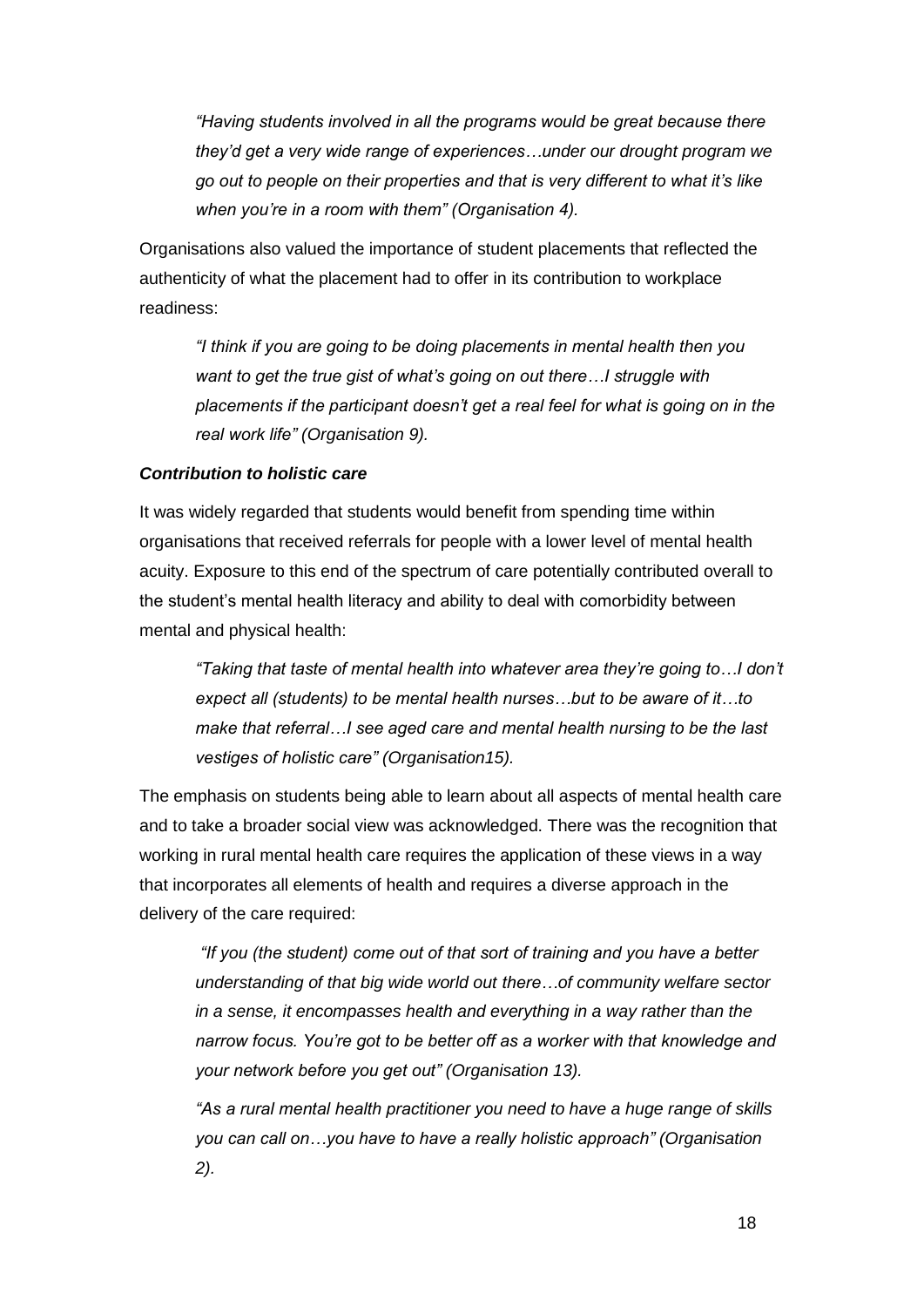*"Having students involved in all the programs would be great because there they'd get a very wide range of experiences…under our drought program we go out to people on their properties and that is very different to what it's like when you're in a room with them" (Organisation 4).*

Organisations also valued the importance of student placements that reflected the authenticity of what the placement had to offer in its contribution to workplace readiness:

*"I think if you are going to be doing placements in mental health then you want to get the true gist of what's going on out there…I struggle with placements if the participant doesn't get a real feel for what is going on in the real work life" (Organisation 9).*

***Contribution to holistic care***

It was widely regarded that students would benefit from spending time within organisations that received referrals for people with a lower level of mental health acuity. Exposure to this end of the spectrum of care potentially contributed overall to the student's mental health literacy and ability to deal with comorbidity between mental and physical health:

*"Taking that taste of mental health into whatever area they're going to…I don't expect all (students) to be mental health nurses…but to be aware of it…to make that referral…I see aged care and mental health nursing to be the last vestiges of holistic care" (Organisation15).*

The emphasis on students being able to learn about all aspects of mental health care and to take a broader social view was acknowledged. There was the recognition that working in rural mental health care requires the application of these views in a way that incorporates all elements of health and requires a diverse approach in the delivery of the care required:

*"If you (the student) come out of that sort of training and you have a better understanding of that big wide world out there…of community welfare sector in a sense, it encompasses health and everything in a way rather than the narrow focus. You're got to be better off as a worker with that knowledge and your network before you get out" (Organisation 13).*

*"As a rural mental health practitioner you need to have a huge range of skills you can call on…you have to have a really holistic approach" (Organisation 2).*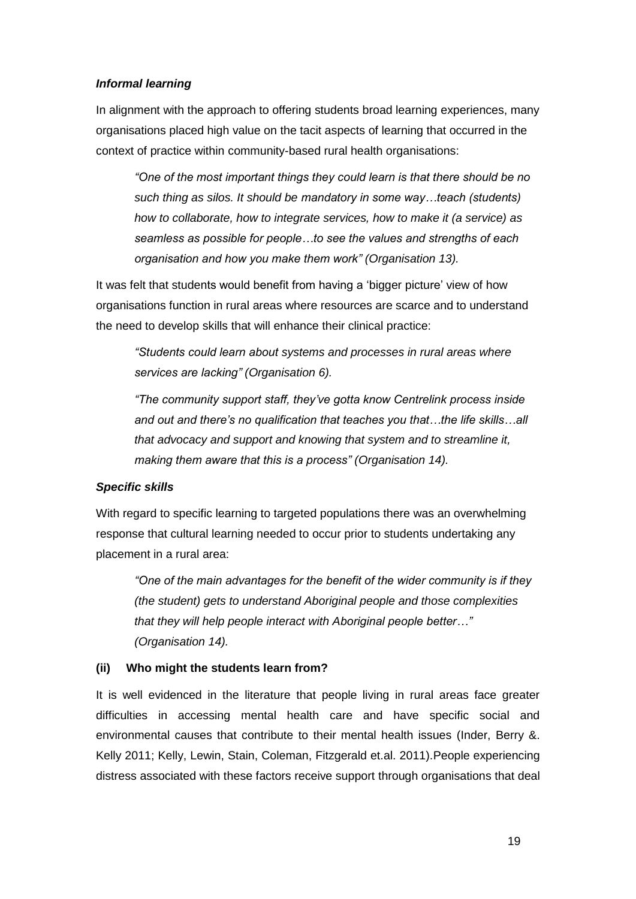***Informal learning***

In alignment with the approach to offering students broad learning experiences, many organisations placed high value on the tacit aspects of learning that occurred in the context of practice within community-based rural health organisations:

> *"One of the most important things they could learn is that there should be no such thing as silos. It should be mandatory in some way…teach (students) how to collaborate, how to integrate services, how to make it (a service) as seamless as possible for people…to see the values and strengths of each organisation and how you make them work" (Organisation 13).*

It was felt that students would benefit from having a 'bigger picture' view of how organisations function in rural areas where resources are scarce and to understand the need to develop skills that will enhance their clinical practice:

> *"Students could learn about systems and processes in rural areas where services are lacking" (Organisation 6).*
>
> *"The community support staff, they've gotta know Centrelink process inside and out and there's no qualification that teaches you that…the life skills…all that advocacy and support and knowing that system and to streamline it, making them aware that this is a process" (Organisation 14).*

***Specific skills***

With regard to specific learning to targeted populations there was an overwhelming response that cultural learning needed to occur prior to students undertaking any placement in a rural area:

> *"One of the main advantages for the benefit of the wider community is if they (the student) gets to understand Aboriginal people and those complexities that they will help people interact with Aboriginal people better…" (Organisation 14).*

**(ii) Who might the students learn from?**

It is well evidenced in the literature that people living in rural areas face greater difficulties in accessing mental health care and have specific social and environmental causes that contribute to their mental health issues (Inder, Berry &. Kelly 2011; Kelly, Lewin, Stain, Coleman, Fitzgerald et.al. 2011).People experiencing distress associated with these factors receive support through organisations that deal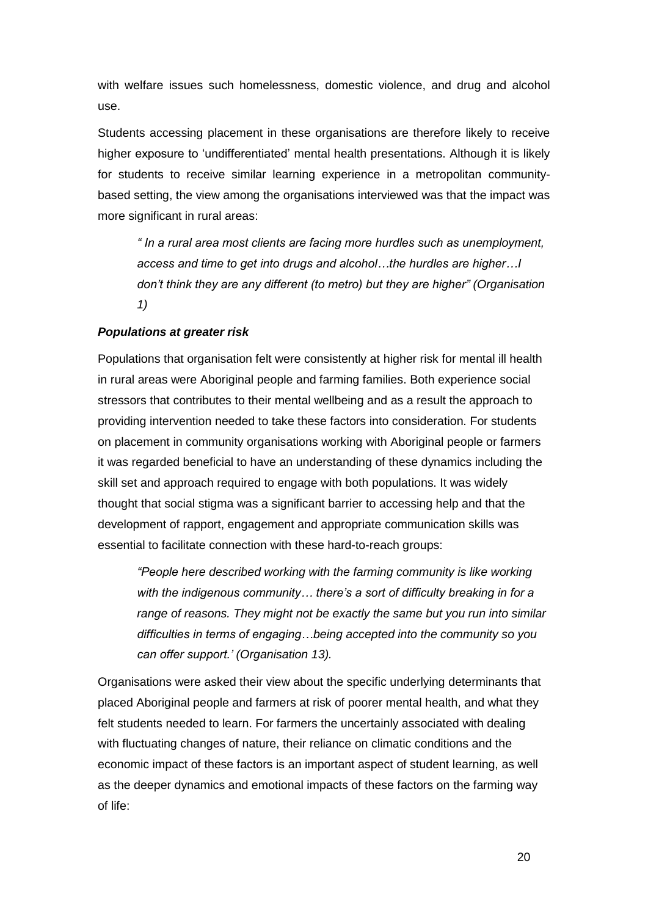with welfare issues such homelessness, domestic violence, and drug and alcohol use.

Students accessing placement in these organisations are therefore likely to receive higher exposure to 'undifferentiated' mental health presentations. Although it is likely for students to receive similar learning experience in a metropolitan community-based setting, the view among the organisations interviewed was that the impact was more significant in rural areas:

> *" In a rural area most clients are facing more hurdles such as unemployment, access and time to get into drugs and alcohol…the hurdles are higher…I don't think they are any different (to metro) but they are higher" (Organisation 1)*

***Populations at greater risk***

Populations that organisation felt were consistently at higher risk for mental ill health in rural areas were Aboriginal people and farming families. Both experience social stressors that contributes to their mental wellbeing and as a result the approach to providing intervention needed to take these factors into consideration. For students on placement in community organisations working with Aboriginal people or farmers it was regarded beneficial to have an understanding of these dynamics including the skill set and approach required to engage with both populations. It was widely thought that social stigma was a significant barrier to accessing help and that the development of rapport, engagement and appropriate communication skills was essential to facilitate connection with these hard-to-reach groups:

> *"People here described working with the farming community is like working with the indigenous community… there's a sort of difficulty breaking in for a range of reasons. They might not be exactly the same but you run into similar difficulties in terms of engaging…being accepted into the community so you can offer support.' (Organisation 13).*

Organisations were asked their view about the specific underlying determinants that placed Aboriginal people and farmers at risk of poorer mental health, and what they felt students needed to learn. For farmers the uncertainly associated with dealing with fluctuating changes of nature, their reliance on climatic conditions and the economic impact of these factors is an important aspect of student learning, as well as the deeper dynamics and emotional impacts of these factors on the farming way of life: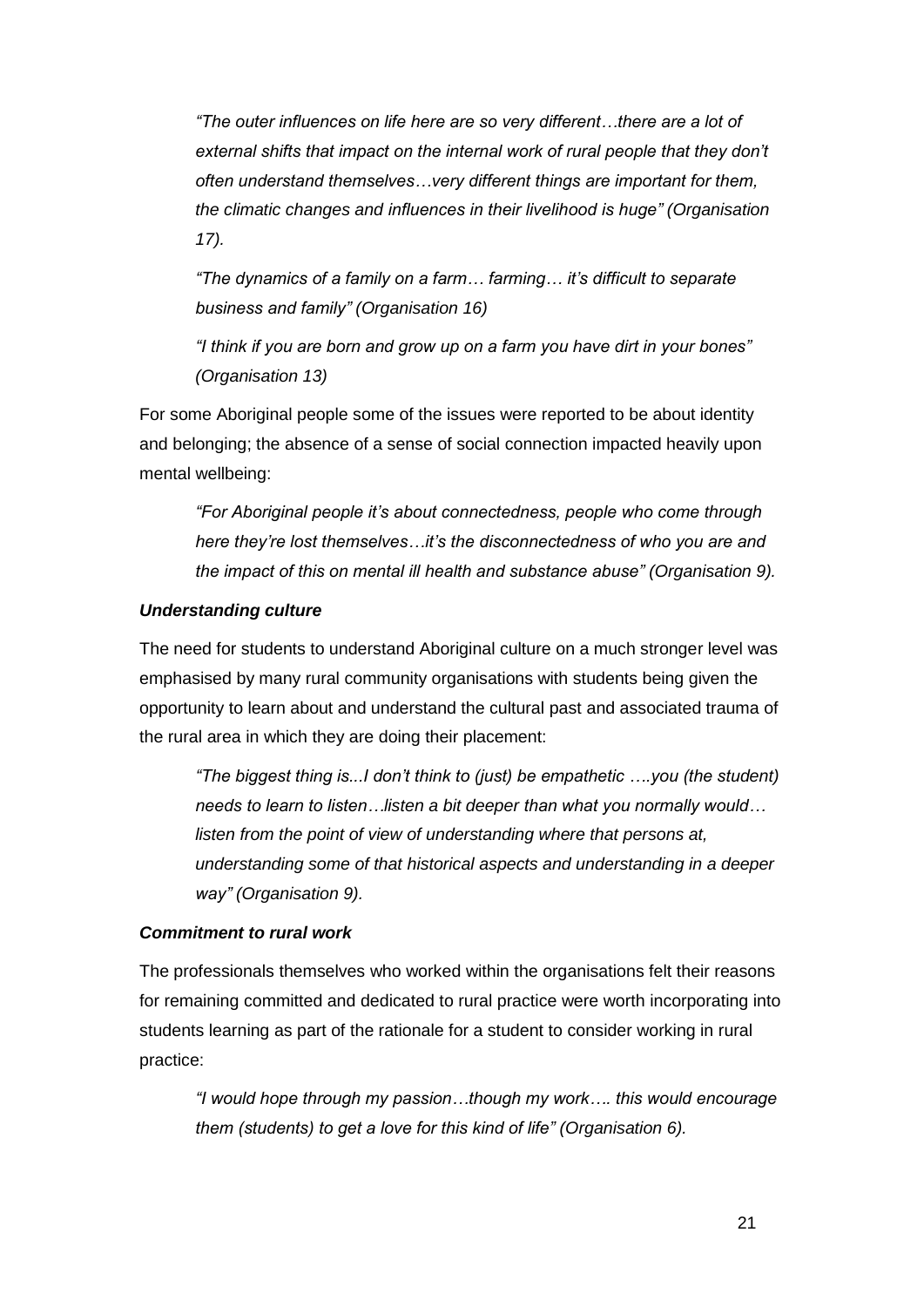*"The outer influences on life here are so very different…there are a lot of external shifts that impact on the internal work of rural people that they don't often understand themselves…very different things are important for them, the climatic changes and influences in their livelihood is huge" (Organisation 17).*

*"The dynamics of a family on a farm… farming… it's difficult to separate business and family" (Organisation 16)*

*"I think if you are born and grow up on a farm you have dirt in your bones" (Organisation 13)*

For some Aboriginal people some of the issues were reported to be about identity and belonging; the absence of a sense of social connection impacted heavily upon mental wellbeing:

*"For Aboriginal people it's about connectedness, people who come through here they're lost themselves…it's the disconnectedness of who you are and the impact of this on mental ill health and substance abuse" (Organisation 9).*

***Understanding culture***

The need for students to understand Aboriginal culture on a much stronger level was emphasised by many rural community organisations with students being given the opportunity to learn about and understand the cultural past and associated trauma of the rural area in which they are doing their placement:

*"The biggest thing is...I don't think to (just) be empathetic ….you (the student) needs to learn to listen…listen a bit deeper than what you normally would… listen from the point of view of understanding where that persons at, understanding some of that historical aspects and understanding in a deeper way" (Organisation 9).*

***Commitment to rural work***

The professionals themselves who worked within the organisations felt their reasons for remaining committed and dedicated to rural practice were worth incorporating into students learning as part of the rationale for a student to consider working in rural practice:

*"I would hope through my passion…though my work…. this would encourage them (students) to get a love for this kind of life" (Organisation 6).*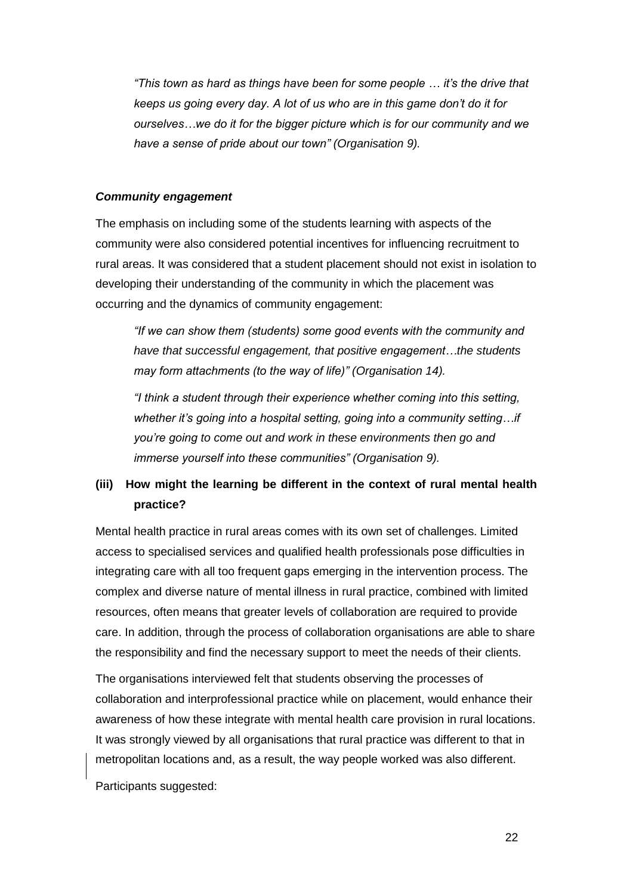> *"This town as hard as things have been for some people … it's the drive that keeps us going every day. A lot of us who are in this game don't do it for ourselves…we do it for the bigger picture which is for our community and we have a sense of pride about our town" (Organisation 9).*

***Community engagement***

The emphasis on including some of the students learning with aspects of the community were also considered potential incentives for influencing recruitment to rural areas. It was considered that a student placement should not exist in isolation to developing their understanding of the community in which the placement was occurring and the dynamics of community engagement:

> *"If we can show them (students) some good events with the community and have that successful engagement, that positive engagement…the students may form attachments (to the way of life)" (Organisation 14).*

> *"I think a student through their experience whether coming into this setting, whether it's going into a hospital setting, going into a community setting…if you're going to come out and work in these environments then go and immerse yourself into these communities" (Organisation 9).*

### (iii) How might the learning be different in the context of rural mental health practice?

Mental health practice in rural areas comes with its own set of challenges. Limited access to specialised services and qualified health professionals pose difficulties in integrating care with all too frequent gaps emerging in the intervention process. The complex and diverse nature of mental illness in rural practice, combined with limited resources, often means that greater levels of collaboration are required to provide care. In addition, through the process of collaboration organisations are able to share the responsibility and find the necessary support to meet the needs of their clients.

The organisations interviewed felt that students observing the processes of collaboration and interprofessional practice while on placement, would enhance their awareness of how these integrate with mental health care provision in rural locations. It was strongly viewed by all organisations that rural practice was different to that in metropolitan locations and, as a result, the way people worked was also different.

Participants suggested: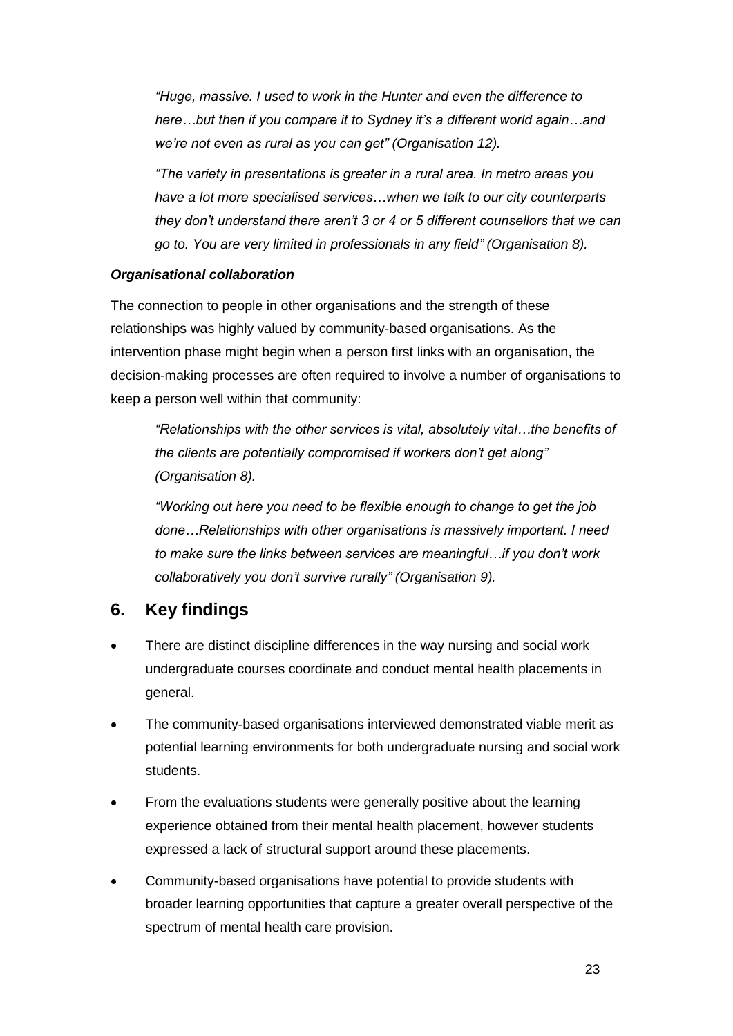*"Huge, massive. I used to work in the Hunter and even the difference to here…but then if you compare it to Sydney it's a different world again…and we're not even as rural as you can get" (Organisation 12).*

*"The variety in presentations is greater in a rural area. In metro areas you have a lot more specialised services…when we talk to our city counterparts they don't understand there aren't 3 or 4 or 5 different counsellors that we can go to. You are very limited in professionals in any field" (Organisation 8).*

***Organisational collaboration***

The connection to people in other organisations and the strength of these relationships was highly valued by community-based organisations. As the intervention phase might begin when a person first links with an organisation, the decision-making processes are often required to involve a number of organisations to keep a person well within that community:

*"Relationships with the other services is vital, absolutely vital…the benefits of the clients are potentially compromised if workers don't get along" (Organisation 8).*

*"Working out here you need to be flexible enough to change to get the job done…Relationships with other organisations is massively important. I need to make sure the links between services are meaningful…if you don't work collaboratively you don't survive rurally" (Organisation 9).*

## 6. Key findings

- There are distinct discipline differences in the way nursing and social work undergraduate courses coordinate and conduct mental health placements in general.
- The community-based organisations interviewed demonstrated viable merit as potential learning environments for both undergraduate nursing and social work students.
- From the evaluations students were generally positive about the learning experience obtained from their mental health placement, however students expressed a lack of structural support around these placements.
- Community-based organisations have potential to provide students with broader learning opportunities that capture a greater overall perspective of the spectrum of mental health care provision.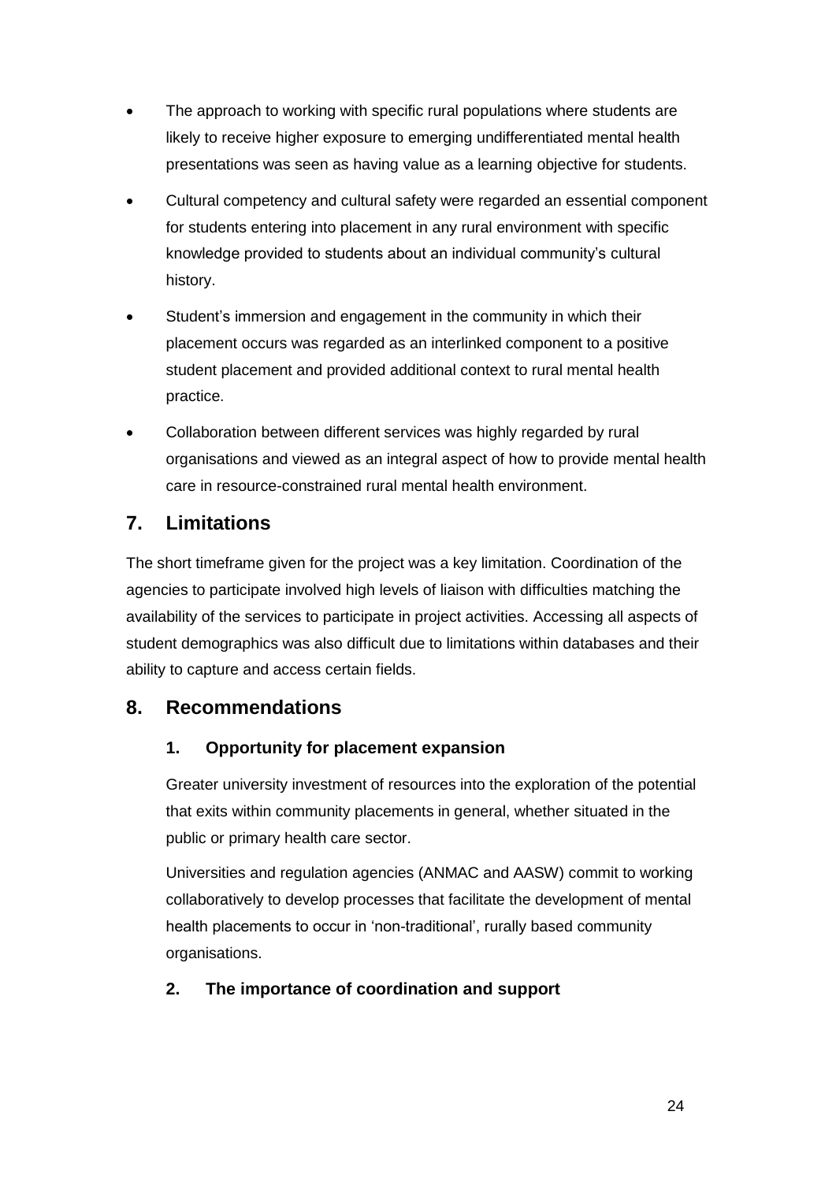- The approach to working with specific rural populations where students are likely to receive higher exposure to emerging undifferentiated mental health presentations was seen as having value as a learning objective for students.
- Cultural competency and cultural safety were regarded an essential component for students entering into placement in any rural environment with specific knowledge provided to students about an individual community's cultural history.
- Student's immersion and engagement in the community in which their placement occurs was regarded as an interlinked component to a positive student placement and provided additional context to rural mental health practice.
- Collaboration between different services was highly regarded by rural organisations and viewed as an integral aspect of how to provide mental health care in resource-constrained rural mental health environment.

## 7. Limitations

The short timeframe given for the project was a key limitation. Coordination of the agencies to participate involved high levels of liaison with difficulties matching the availability of the services to participate in project activities. Accessing all aspects of student demographics was also difficult due to limitations within databases and their ability to capture and access certain fields.

## 8. Recommendations

### 1. Opportunity for placement expansion

Greater university investment of resources into the exploration of the potential that exits within community placements in general, whether situated in the public or primary health care sector.

Universities and regulation agencies (ANMAC and AASW) commit to working collaboratively to develop processes that facilitate the development of mental health placements to occur in 'non-traditional', rurally based community organisations.

### 2. The importance of coordination and support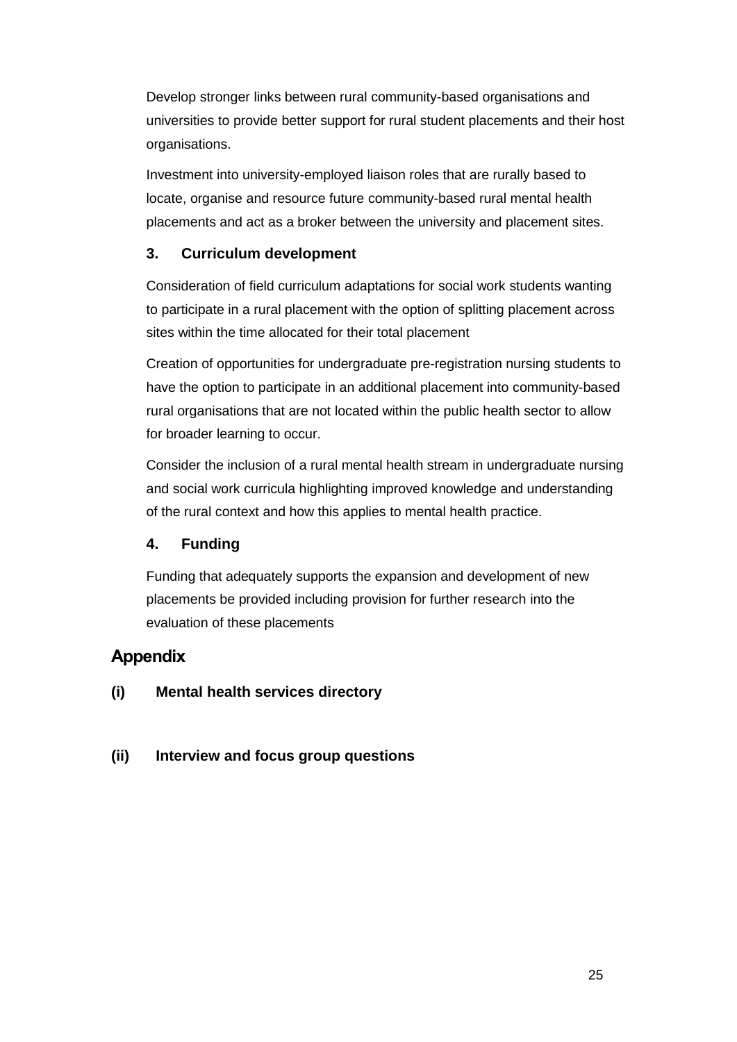Develop stronger links between rural community-based organisations and universities to provide better support for rural student placements and their host organisations.

Investment into university-employed liaison roles that are rurally based to locate, organise and resource future community-based rural mental health placements and act as a broker between the university and placement sites.

### 3. Curriculum development

Consideration of field curriculum adaptations for social work students wanting to participate in a rural placement with the option of splitting placement across sites within the time allocated for their total placement

Creation of opportunities for undergraduate pre-registration nursing students to have the option to participate in an additional placement into community-based rural organisations that are not located within the public health sector to allow for broader learning to occur.

Consider the inclusion of a rural mental health stream in undergraduate nursing and social work curricula highlighting improved knowledge and understanding of the rural context and how this applies to mental health practice.

### 4. Funding

Funding that adequately supports the expansion and development of new placements be provided including provision for further research into the evaluation of these placements

## Appendix

**(i) Mental health services directory**

**(ii) Interview and focus group questions**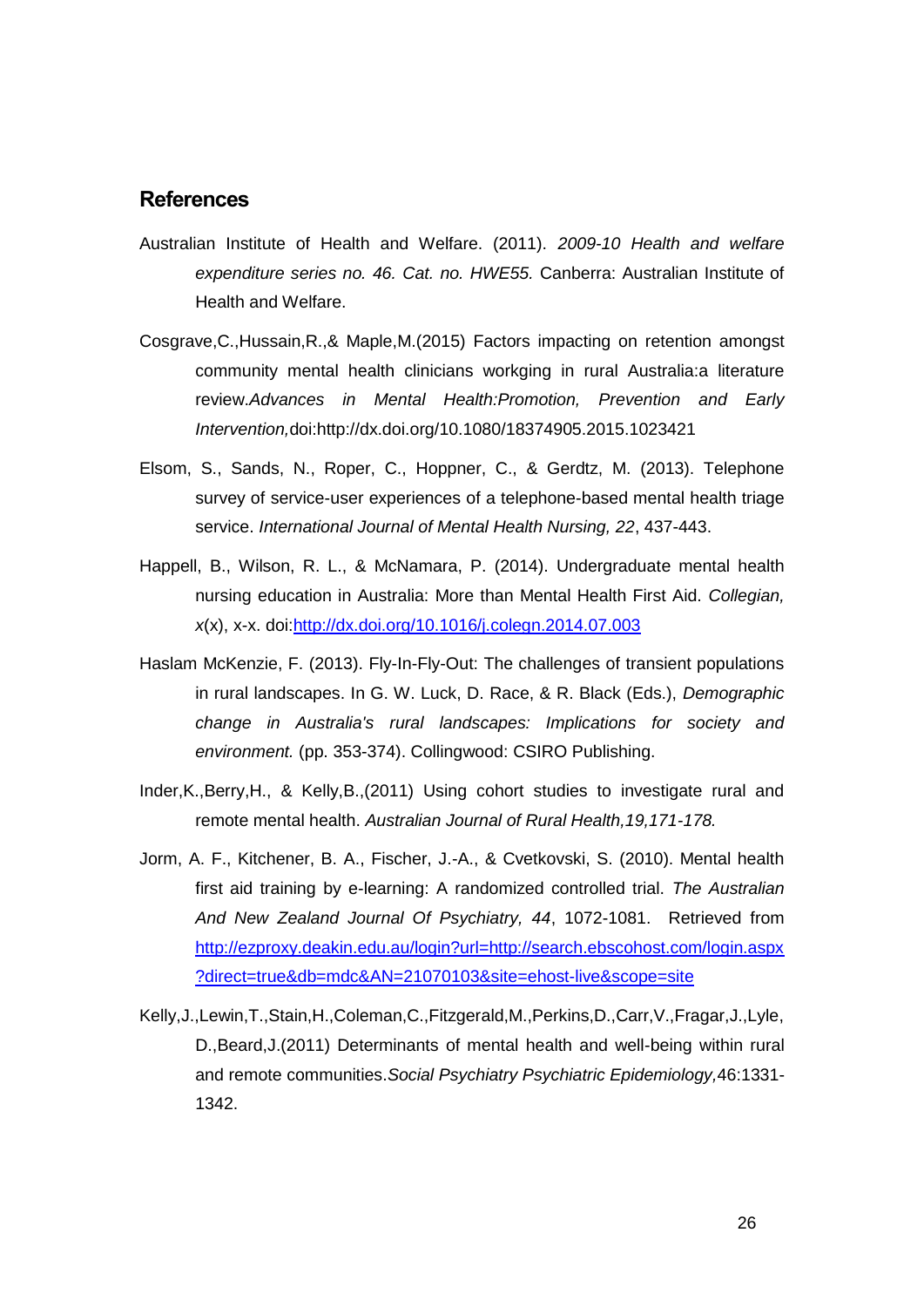## References

Australian Institute of Health and Welfare. (2011). *2009-10 Health and welfare expenditure series no. 46. Cat. no. HWE55.* Canberra: Australian Institute of Health and Welfare.

Cosgrave,C.,Hussain,R.,& Maple,M.(2015) Factors impacting on retention amongst community mental health clinicians workging in rural Australia:a literature review.*Advances in Mental Health:Promotion, Prevention and Early Intervention,*doi:http://dx.doi.org/10.1080/18374905.2015.1023421

Elsom, S., Sands, N., Roper, C., Hoppner, C., & Gerdtz, M. (2013). Telephone survey of service-user experiences of a telephone-based mental health triage service. *International Journal of Mental Health Nursing, 22*, 437-443.

Happell, B., Wilson, R. L., & McNamara, P. (2014). Undergraduate mental health nursing education in Australia: More than Mental Health First Aid. *Collegian, x*(x), x-x. doi:[http://dx.doi.org/10.1016/j.colegn.2014.07.003](http://dx.doi.org/10.1016/j.colegn.2014.07.003)

Haslam McKenzie, F. (2013). Fly-In-Fly-Out: The challenges of transient populations in rural landscapes. In G. W. Luck, D. Race, & R. Black (Eds.), *Demographic change in Australia's rural landscapes: Implications for society and environment.* (pp. 353-374). Collingwood: CSIRO Publishing.

Inder,K.,Berry,H., & Kelly,B.,(2011) Using cohort studies to investigate rural and remote mental health. *Australian Journal of Rural Health,19,171-178.*

Jorm, A. F., Kitchener, B. A., Fischer, J.-A., & Cvetkovski, S. (2010). Mental health first aid training by e-learning: A randomized controlled trial. *The Australian And New Zealand Journal Of Psychiatry, 44*, 1072-1081. Retrieved from [http://ezproxy.deakin.edu.au/login?url=http://search.ebscohost.com/login.aspx?direct=true&db=mdc&AN=21070103&site=ehost-live&scope=site](http://ezproxy.deakin.edu.au/login?url=http://search.ebscohost.com/login.aspx?direct=true&db=mdc&AN=21070103&site=ehost-live&scope=site)

Kelly,J.,Lewin,T.,Stain,H.,Coleman,C.,Fitzgerald,M.,Perkins,D.,Carr,V.,Fragar,J.,Lyle, D.,Beard,J.(2011) Determinants of mental health and well-being within rural and remote communities.*Social Psychiatry Psychiatric Epidemiology,*46:1331-1342.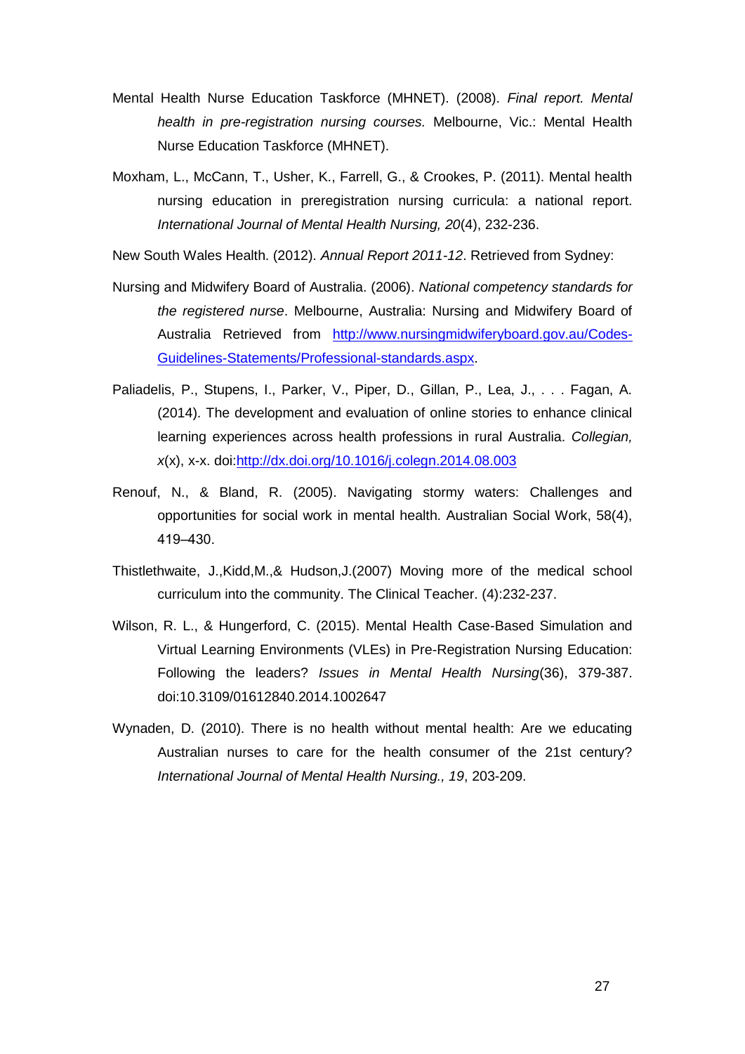Mental Health Nurse Education Taskforce (MHNET). (2008). *Final report. Mental health in pre-registration nursing courses.* Melbourne, Vic.: Mental Health Nurse Education Taskforce (MHNET).

Moxham, L., McCann, T., Usher, K., Farrell, G., & Crookes, P. (2011). Mental health nursing education in preregistration nursing curricula: a national report. *International Journal of Mental Health Nursing, 20*(4), 232-236.

New South Wales Health. (2012). *Annual Report 2011-12*. Retrieved from Sydney:

Nursing and Midwifery Board of Australia. (2006). *National competency standards for the registered nurse*. Melbourne, Australia: Nursing and Midwifery Board of Australia Retrieved from http://www.nursingmidwiferyboard.gov.au/Codes-Guidelines-Statements/Professional-standards.aspx.

Paliadelis, P., Stupens, I., Parker, V., Piper, D., Gillan, P., Lea, J., . . . Fagan, A. (2014). The development and evaluation of online stories to enhance clinical learning experiences across health professions in rural Australia. *Collegian, x*(x), x-x. doi:http://dx.doi.org/10.1016/j.colegn.2014.08.003

Renouf, N., & Bland, R. (2005). Navigating stormy waters: Challenges and opportunities for social work in mental health. Australian Social Work, 58(4), 419–430.

Thistlethwaite, J.,Kidd,M.,& Hudson,J.(2007) Moving more of the medical school curriculum into the community. The Clinical Teacher. (4):232-237.

Wilson, R. L., & Hungerford, C. (2015). Mental Health Case-Based Simulation and Virtual Learning Environments (VLEs) in Pre-Registration Nursing Education: Following the leaders? *Issues in Mental Health Nursing*(36), 379-387. doi:10.3109/01612840.2014.1002647

Wynaden, D. (2010). There is no health without mental health: Are we educating Australian nurses to care for the health consumer of the 21st century? *International Journal of Mental Health Nursing., 19*, 203-209.